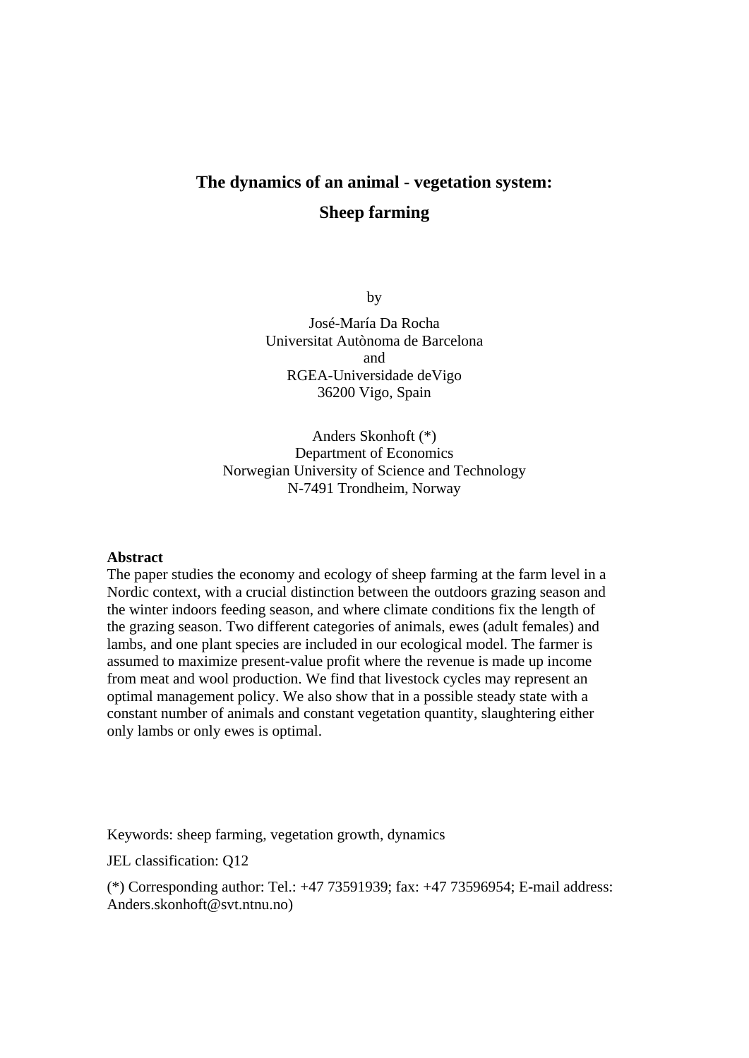# The dynamics of an animal - vegetation system:

# Sheep farming

by

José-María Da Rocha
Universitat Autònoma de Barcelona
and
RGEA-Universidade deVigo
36200 Vigo, Spain

Anders Skonhoft (*)
Department of Economics
Norwegian University of Science and Technology
N-7491 Trondheim, Norway

**Abstract**

The paper studies the economy and ecology of sheep farming at the farm level in a Nordic context, with a crucial distinction between the outdoors grazing season and the winter indoors feeding season, and where climate conditions fix the length of the grazing season. Two different categories of animals, ewes (adult females) and lambs, and one plant species are included in our ecological model. The farmer is assumed to maximize present-value profit where the revenue is made up income from meat and wool production. We find that livestock cycles may represent an optimal management policy. We also show that in a possible steady state with a constant number of animals and constant vegetation quantity, slaughtering either only lambs or only ewes is optimal.

Keywords: sheep farming, vegetation growth, dynamics

JEL classification: Q12

(*) Corresponding author: Tel.: +47 73591939; fax: +47 73596954; E-mail address: Anders.skonhoft@svt.ntnu.no)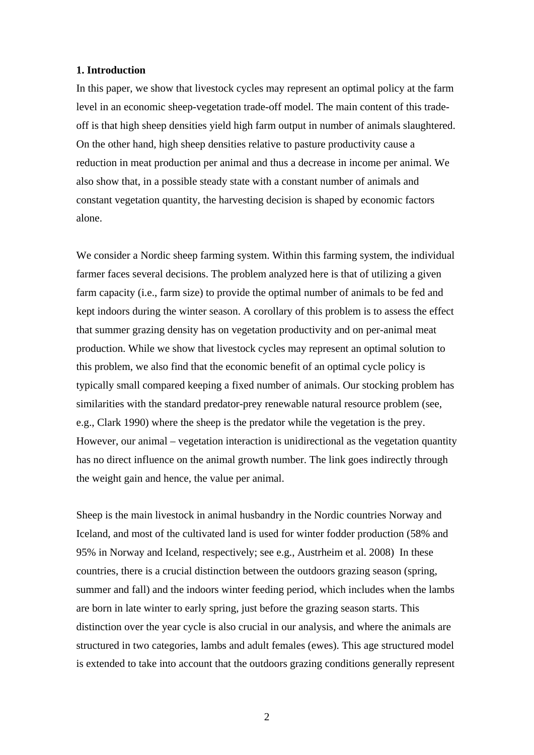# 1. Introduction

In this paper, we show that livestock cycles may represent an optimal policy at the farm level in an economic sheep-vegetation trade-off model. The main content of this trade-off is that high sheep densities yield high farm output in number of animals slaughtered. On the other hand, high sheep densities relative to pasture productivity cause a reduction in meat production per animal and thus a decrease in income per animal. We also show that, in a possible steady state with a constant number of animals and constant vegetation quantity, the harvesting decision is shaped by economic factors alone.

We consider a Nordic sheep farming system. Within this farming system, the individual farmer faces several decisions. The problem analyzed here is that of utilizing a given farm capacity (i.e., farm size) to provide the optimal number of animals to be fed and kept indoors during the winter season. A corollary of this problem is to assess the effect that summer grazing density has on vegetation productivity and on per-animal meat production. While we show that livestock cycles may represent an optimal solution to this problem, we also find that the economic benefit of an optimal cycle policy is typically small compared keeping a fixed number of animals. Our stocking problem has similarities with the standard predator-prey renewable natural resource problem (see, e.g., Clark 1990) where the sheep is the predator while the vegetation is the prey. However, our animal – vegetation interaction is unidirectional as the vegetation quantity has no direct influence on the animal growth number. The link goes indirectly through the weight gain and hence, the value per animal.

Sheep is the main livestock in animal husbandry in the Nordic countries Norway and Iceland, and most of the cultivated land is used for winter fodder production (58% and 95% in Norway and Iceland, respectively; see e.g., Austrheim et al. 2008) In these countries, there is a crucial distinction between the outdoors grazing season (spring, summer and fall) and the indoors winter feeding period, which includes when the lambs are born in late winter to early spring, just before the grazing season starts. This distinction over the year cycle is also crucial in our analysis, and where the animals are structured in two categories, lambs and adult females (ewes). This age structured model is extended to take into account that the outdoors grazing conditions generally represent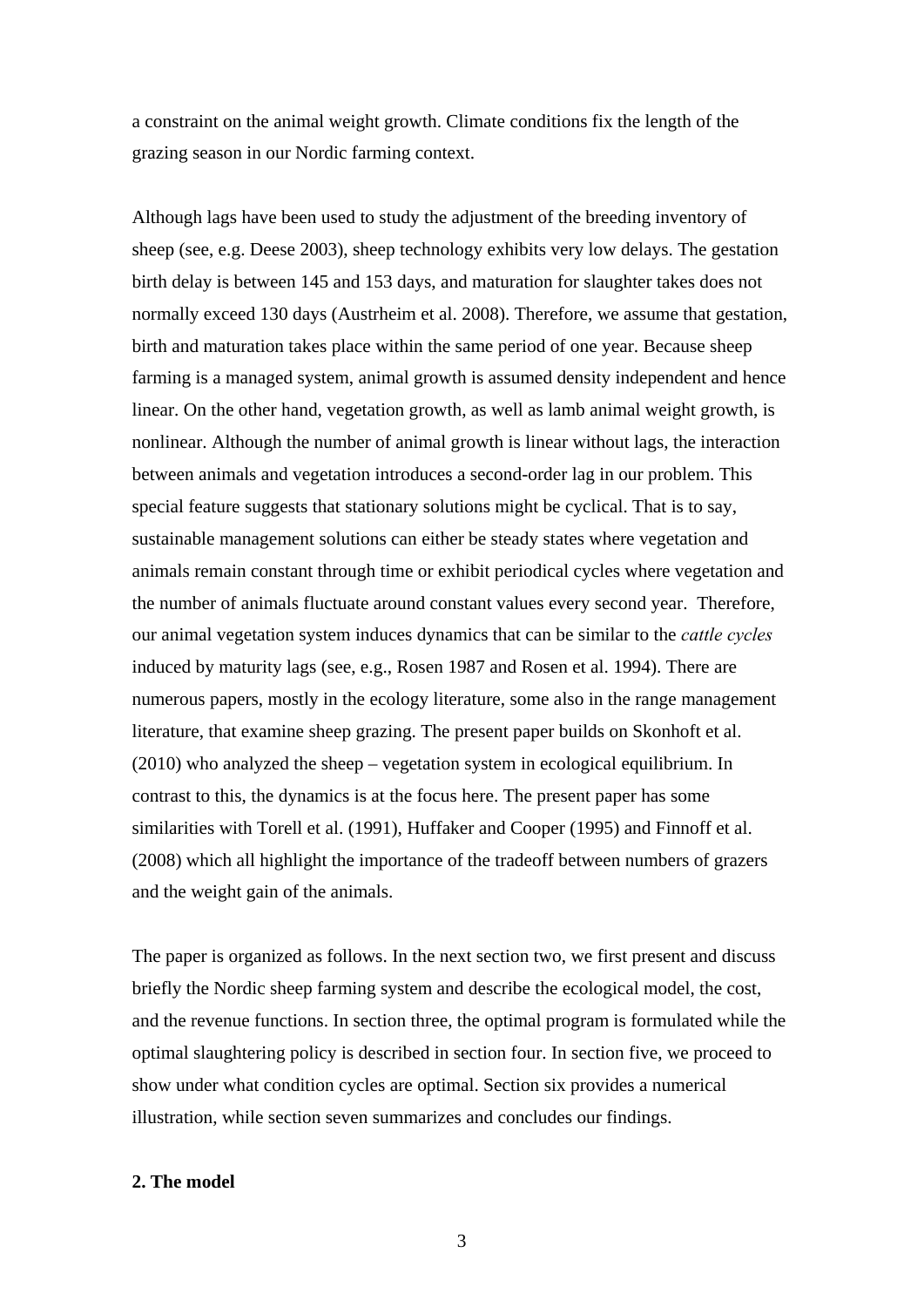a constraint on the animal weight growth. Climate conditions fix the length of the grazing season in our Nordic farming context.

Although lags have been used to study the adjustment of the breeding inventory of sheep (see, e.g. Deese 2003), sheep technology exhibits very low delays. The gestation birth delay is between 145 and 153 days, and maturation for slaughter takes does not normally exceed 130 days (Austrheim et al. 2008). Therefore, we assume that gestation, birth and maturation takes place within the same period of one year. Because sheep farming is a managed system, animal growth is assumed density independent and hence linear. On the other hand, vegetation growth, as well as lamb animal weight growth, is nonlinear. Although the number of animal growth is linear without lags, the interaction between animals and vegetation introduces a second-order lag in our problem. This special feature suggests that stationary solutions might be cyclical. That is to say, sustainable management solutions can either be steady states where vegetation and animals remain constant through time or exhibit periodical cycles where vegetation and the number of animals fluctuate around constant values every second year.  Therefore, our animal vegetation system induces dynamics that can be similar to the *cattle cycles* induced by maturity lags (see, e.g., Rosen 1987 and Rosen et al. 1994). There are numerous papers, mostly in the ecology literature, some also in the range management literature, that examine sheep grazing. The present paper builds on Skonhoft et al. (2010) who analyzed the sheep – vegetation system in ecological equilibrium. In contrast to this, the dynamics is at the focus here. The present paper has some similarities with Torell et al. (1991), Huffaker and Cooper (1995) and Finnoff et al. (2008) which all highlight the importance of the tradeoff between numbers of grazers and the weight gain of the animals.

The paper is organized as follows. In the next section two, we first present and discuss briefly the Nordic sheep farming system and describe the ecological model, the cost, and the revenue functions. In section three, the optimal program is formulated while the optimal slaughtering policy is described in section four. In section five, we proceed to show under what condition cycles are optimal. Section six provides a numerical illustration, while section seven summarizes and concludes our findings.

## 2. The model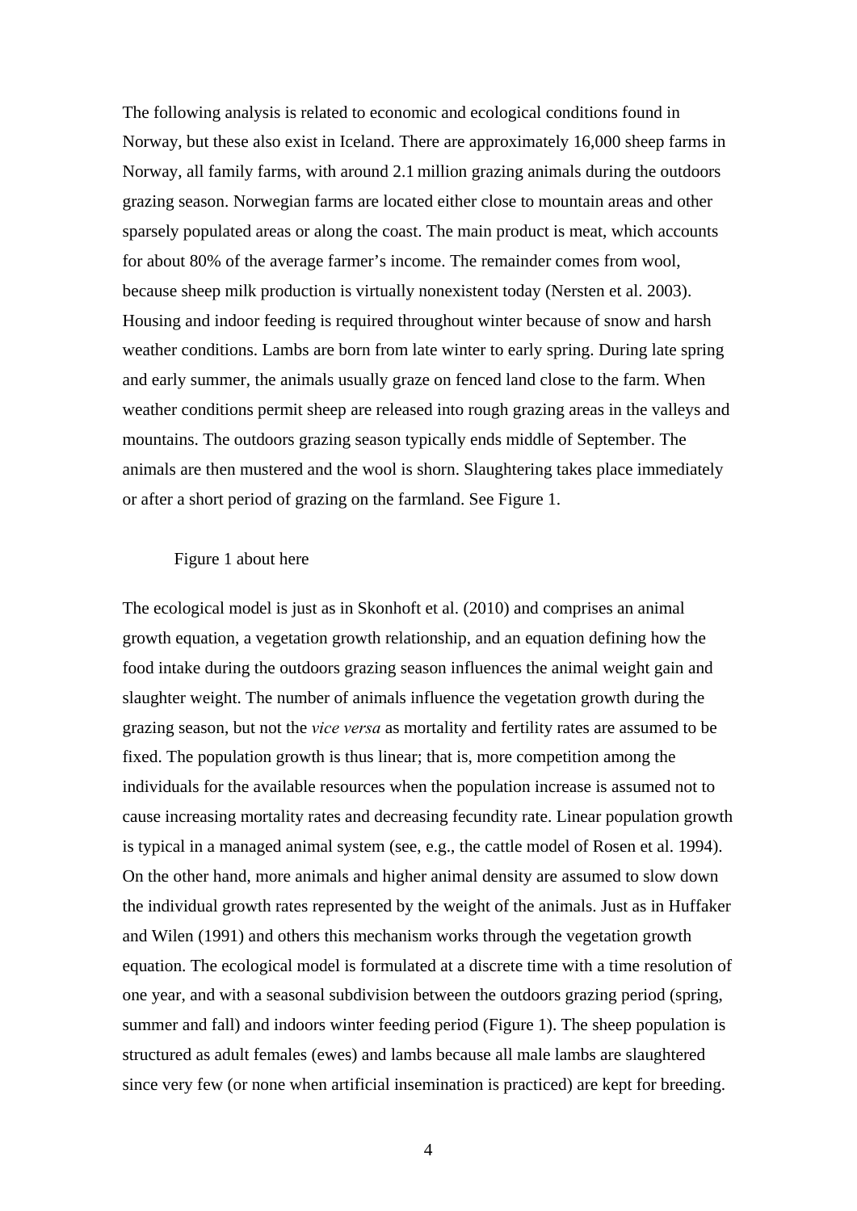The following analysis is related to economic and ecological conditions found in Norway, but these also exist in Iceland. There are approximately 16,000 sheep farms in Norway, all family farms, with around 2.1 million grazing animals during the outdoors grazing season. Norwegian farms are located either close to mountain areas and other sparsely populated areas or along the coast. The main product is meat, which accounts for about 80% of the average farmer's income. The remainder comes from wool, because sheep milk production is virtually nonexistent today (Nersten et al. 2003). Housing and indoor feeding is required throughout winter because of snow and harsh weather conditions. Lambs are born from late winter to early spring. During late spring and early summer, the animals usually graze on fenced land close to the farm. When weather conditions permit sheep are released into rough grazing areas in the valleys and mountains. The outdoors grazing season typically ends middle of September. The animals are then mustered and the wool is shorn. Slaughtering takes place immediately or after a short period of grazing on the farmland. See Figure 1.

Figure 1 about here

The ecological model is just as in Skonhoft et al. (2010) and comprises an animal growth equation, a vegetation growth relationship, and an equation defining how the food intake during the outdoors grazing season influences the animal weight gain and slaughter weight. The number of animals influence the vegetation growth during the grazing season, but not the *vice versa* as mortality and fertility rates are assumed to be fixed. The population growth is thus linear; that is, more competition among the individuals for the available resources when the population increase is assumed not to cause increasing mortality rates and decreasing fecundity rate. Linear population growth is typical in a managed animal system (see, e.g., the cattle model of Rosen et al. 1994). On the other hand, more animals and higher animal density are assumed to slow down the individual growth rates represented by the weight of the animals. Just as in Huffaker and Wilen (1991) and others this mechanism works through the vegetation growth equation. The ecological model is formulated at a discrete time with a time resolution of one year, and with a seasonal subdivision between the outdoors grazing period (spring, summer and fall) and indoors winter feeding period (Figure 1). The sheep population is structured as adult females (ewes) and lambs because all male lambs are slaughtered since very few (or none when artificial insemination is practiced) are kept for breeding.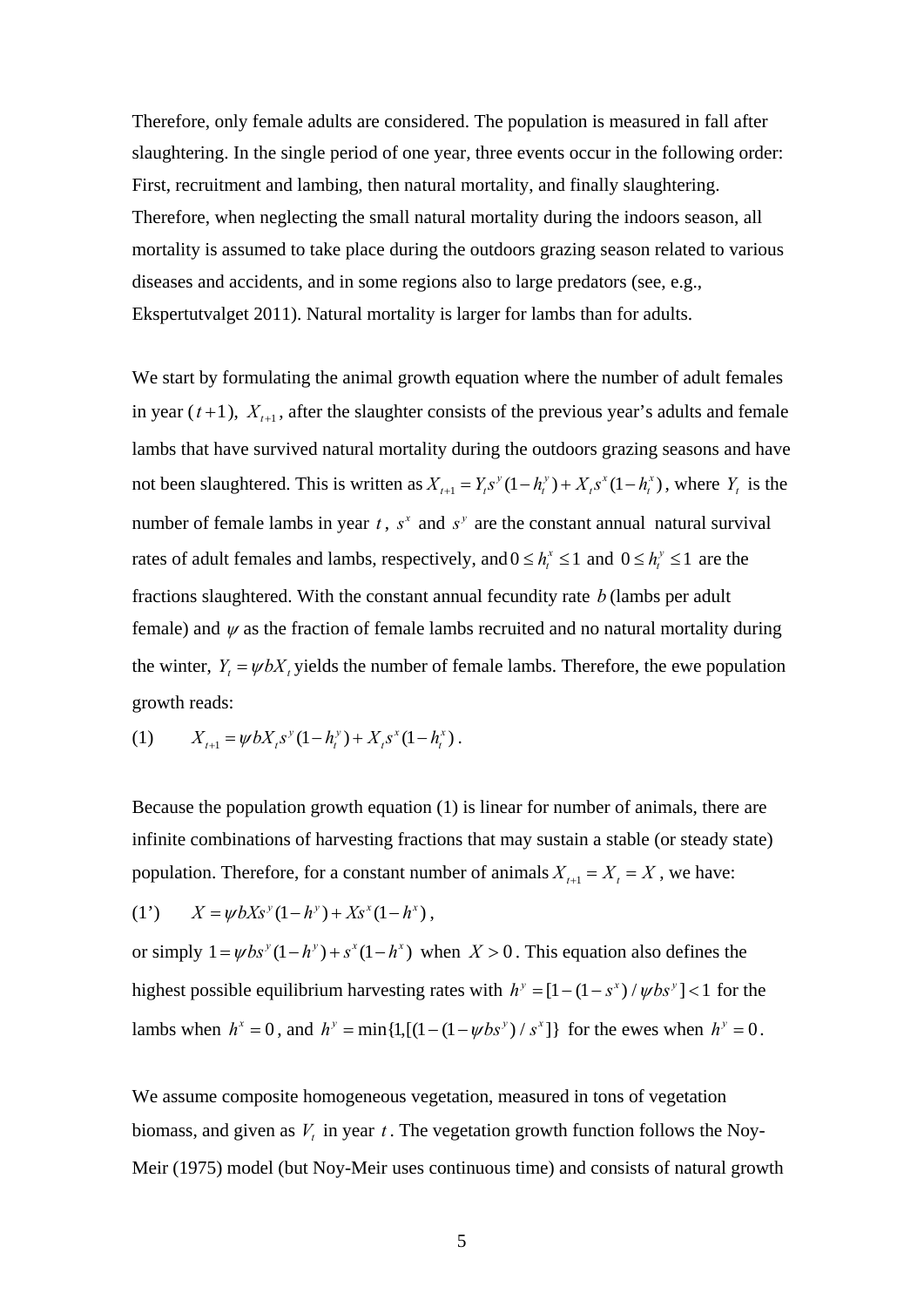Therefore, only female adults are considered. The population is measured in fall after slaughtering. In the single period of one year, three events occur in the following order: First, recruitment and lambing, then natural mortality, and finally slaughtering. Therefore, when neglecting the small natural mortality during the indoors season, all mortality is assumed to take place during the outdoors grazing season related to various diseases and accidents, and in some regions also to large predators (see, e.g., Ekspertutvalget 2011). Natural mortality is larger for lambs than for adults.

We start by formulating the animal growth equation where the number of adult females in year $(t+1)$, $X_{t+1}$, after the slaughter consists of the previous year's adults and female lambs that have survived natural mortality during the outdoors grazing seasons and have not been slaughtered. This is written as $X_{t+1} = Y_t s^y (1-h_t^y) + X_t s^x (1-h_t^x)$, where $Y_t$ is the number of female lambs in year $t$, $s^x$ and $s^y$ are the constant annual natural survival rates of adult females and lambs, respectively, and $0 \le h_t^x \le 1$ and $0 \le h_t^y \le 1$ are the fractions slaughtered. With the constant annual fecundity rate $b$ (lambs per adult female) and $\psi$ as the fraction of female lambs recruited and no natural mortality during the winter, $Y_t = \psi b X_t$ yields the number of female lambs. Therefore, the ewe population growth reads:

(1) $$X_{t+1} = \psi b X_t s^y (1-h_t^y) + X_t s^x (1-h_t^x) .$$

Because the population growth equation (1) is linear for number of animals, there are infinite combinations of harvesting fractions that may sustain a stable (or steady state) population. Therefore, for a constant number of animals $X_{t+1} = X_t = X$, we have:

(1') $$X = \psi b X s^y (1-h^y) + X s^x (1-h^x) ,$$

or simply $1 = \psi b s^y (1-h^y) + s^x (1-h^x)$ when $X > 0$. This equation also defines the highest possible equilibrium harvesting rates with $h^y = [1-(1-s^x)/\psi b s^y] < 1$ for the lambs when $h^x = 0$, and $h^y = \min\{1, [(1-(1-\psi b s^y)/s^x]\}$ for the ewes when $h^y = 0$.

We assume composite homogeneous vegetation, measured in tons of vegetation biomass, and given as $V_t$ in year $t$. The vegetation growth function follows the Noy-Meir (1975) model (but Noy-Meir uses continuous time) and consists of natural growth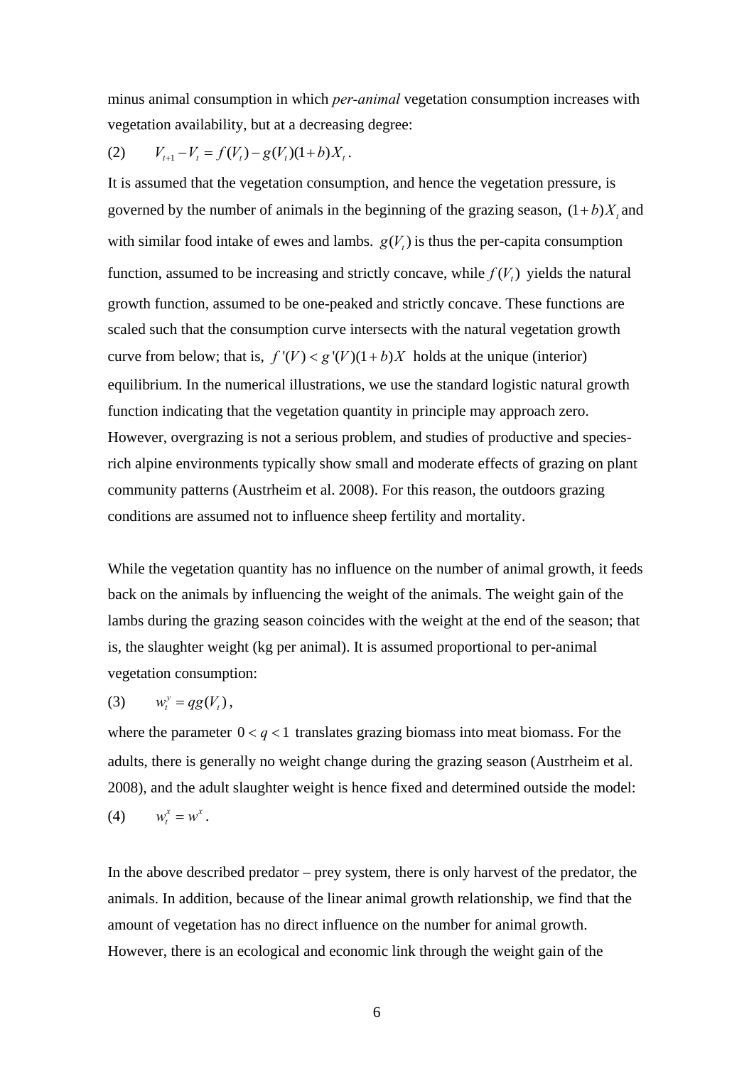minus animal consumption in which *per-animal* vegetation consumption increases with vegetation availability, but at a decreasing degree:

(2) $$V_{t+1} - V_t = f(V_t) - g(V_t)(1+b)X_t .$$

It is assumed that the vegetation consumption, and hence the vegetation pressure, is governed by the number of animals in the beginning of the grazing season, $(1+b)X_t$ and with similar food intake of ewes and lambs. $g(V_t)$ is thus the per-capita consumption function, assumed to be increasing and strictly concave, while $f(V_t)$ yields the natural growth function, assumed to be one-peaked and strictly concave. These functions are scaled such that the consumption curve intersects with the natural vegetation growth curve from below; that is, $f'(V) < g'(V)(1+b)X$ holds at the unique (interior) equilibrium. In the numerical illustrations, we use the standard logistic natural growth function indicating that the vegetation quantity in principle may approach zero. However, overgrazing is not a serious problem, and studies of productive and species-rich alpine environments typically show small and moderate effects of grazing on plant community patterns (Austrheim et al. 2008). For this reason, the outdoors grazing conditions are assumed not to influence sheep fertility and mortality.

While the vegetation quantity has no influence on the number of animal growth, it feeds back on the animals by influencing the weight of the animals. The weight gain of the lambs during the grazing season coincides with the weight at the end of the season; that is, the slaughter weight (kg per animal). It is assumed proportional to per-animal vegetation consumption:

(3) $$w_t^y = qg(V_t),$$

where the parameter $0 < q < 1$ translates grazing biomass into meat biomass. For the adults, there is generally no weight change during the grazing season (Austrheim et al. 2008), and the adult slaughter weight is hence fixed and determined outside the model:

(4) $$w_t^x = w^x .$$

In the above described predator – prey system, there is only harvest of the predator, the animals. In addition, because of the linear animal growth relationship, we find that the amount of vegetation has no direct influence on the number for animal growth. However, there is an ecological and economic link through the weight gain of the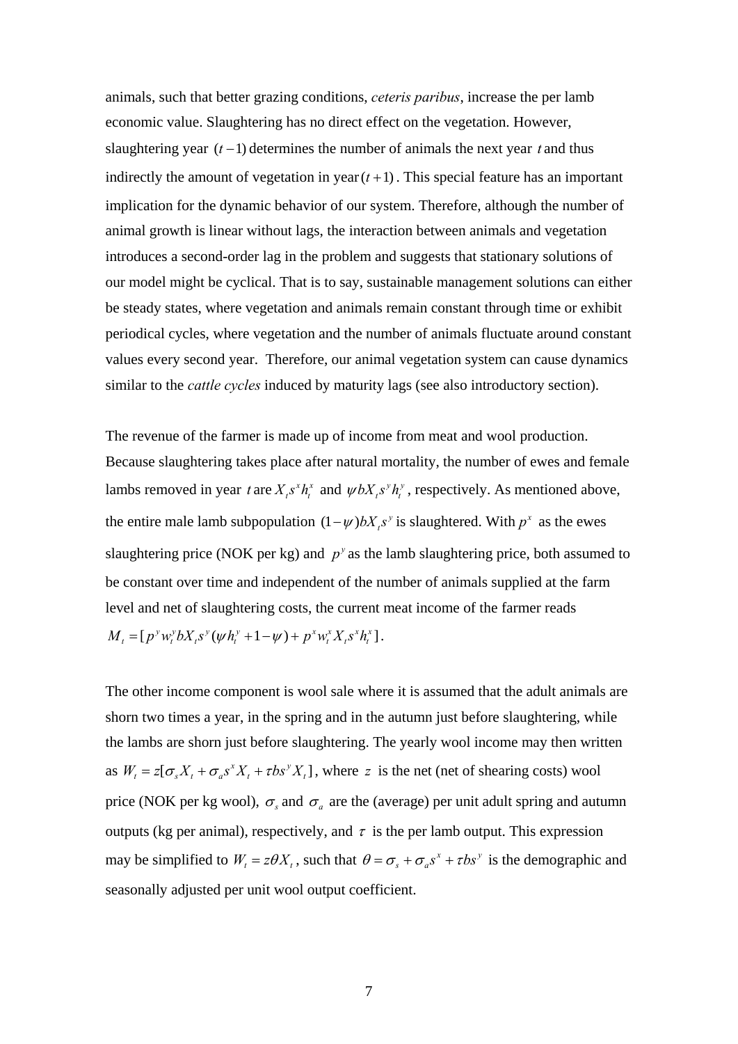animals, such that better grazing conditions, *ceteris paribus*, increase the per lamb economic value. Slaughtering has no direct effect on the vegetation. However, slaughtering year $(t-1)$ determines the number of animals the next year $t$ and thus indirectly the amount of vegetation in year $(t+1)$. This special feature has an important implication for the dynamic behavior of our system. Therefore, although the number of animal growth is linear without lags, the interaction between animals and vegetation introduces a second-order lag in the problem and suggests that stationary solutions of our model might be cyclical. That is to say, sustainable management solutions can either be steady states, where vegetation and animals remain constant through time or exhibit periodical cycles, where vegetation and the number of animals fluctuate around constant values every second year. Therefore, our animal vegetation system can cause dynamics similar to the *cattle cycles* induced by maturity lags (see also introductory section).

The revenue of the farmer is made up of income from meat and wool production. Because slaughtering takes place after natural mortality, the number of ewes and female lambs removed in year $t$ are $X_t s^x h_t^x$ and $\psi b X_t s^y h_t^y$, respectively. As mentioned above, the entire male lamb subpopulation $(1-\psi)bX_t s^y$ is slaughtered. With $p^x$ as the ewes slaughtering price (NOK per kg) and $p^y$ as the lamb slaughtering price, both assumed to be constant over time and independent of the number of animals supplied at the farm level and net of slaughtering costs, the current meat income of the farmer reads $M_t = [p^y w_t^y b X_t s^y (\psi h_t^y + 1 - \psi) + p^x w_t^x X_t s^x h_t^x]$.

The other income component is wool sale where it is assumed that the adult animals are shorn two times a year, in the spring and in the autumn just before slaughtering, while the lambs are shorn just before slaughtering. The yearly wool income may then written as $W_t = z[\sigma_s X_t + \sigma_a s^x X_t + \tau b s^y X_t]$, where $z$ is the net (net of shearing costs) wool price (NOK per kg wool), $\sigma_s$ and $\sigma_a$ are the (average) per unit adult spring and autumn outputs (kg per animal), respectively, and $\tau$ is the per lamb output. This expression may be simplified to $W_t = z\theta X_t$, such that $\theta = \sigma_s + \sigma_a s^x + \tau b s^y$ is the demographic and seasonally adjusted per unit wool output coefficient.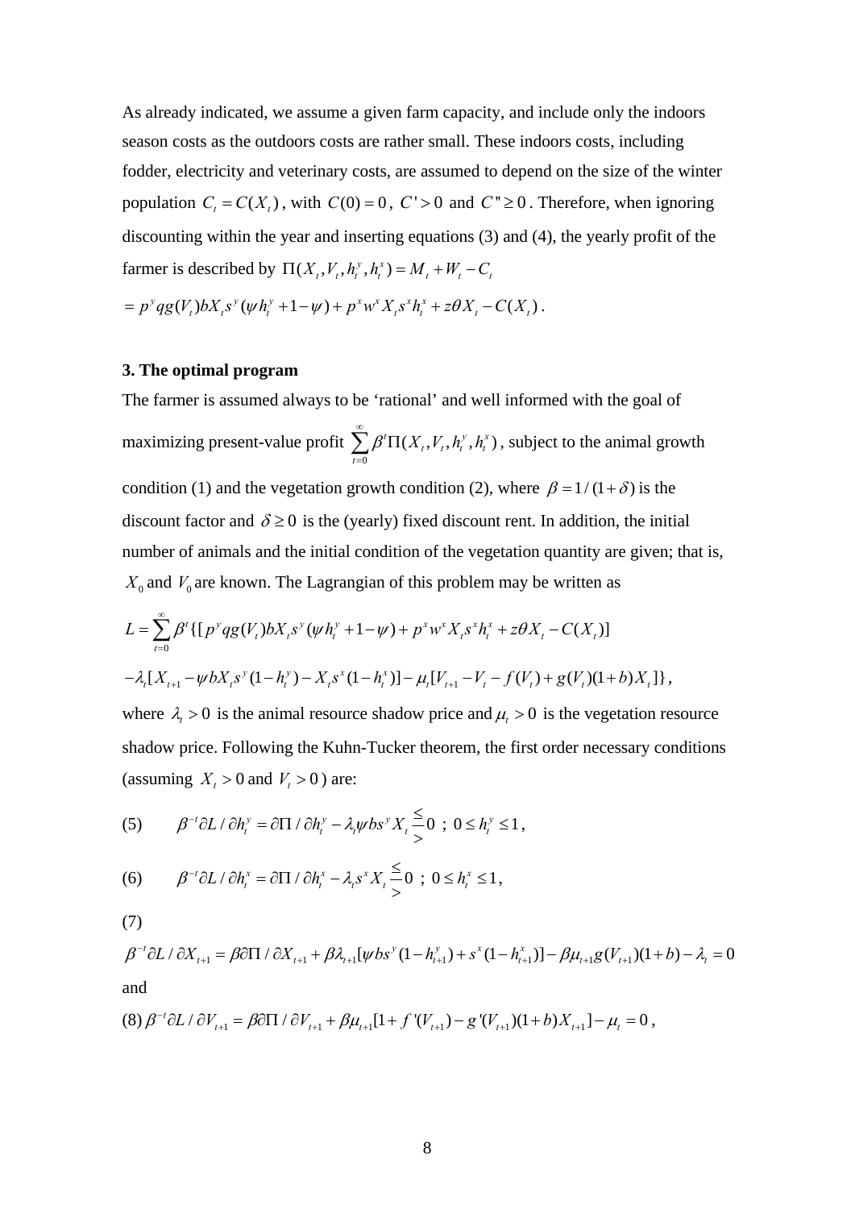As already indicated, we assume a given farm capacity, and include only the indoors season costs as the outdoors costs are rather small. These indoors costs, including fodder, electricity and veterinary costs, are assumed to depend on the size of the winter population $C_t = C(X_t)$, with $C(0) = 0$, $C' > 0$ and $C'' \geq 0$. Therefore, when ignoring discounting within the year and inserting equations (3) and (4), the yearly profit of the farmer is described by $\Pi(X_t, V_t, h_t^y, h_t^x) = M_t + W_t - C_t$

$= p^y q g(V_t) b X_t s^y (\psi h_t^y + 1 - \psi) + p^x w^x X_t s^x h_t^x + z\theta X_t - C(X_t)$.

### 3. The optimal program

The farmer is assumed always to be 'rational' and well informed with the goal of maximizing present-value profit $\sum_{t=0}^{\infty} \beta^t \Pi(X_t, V_t, h_t^y, h_t^x)$, subject to the animal growth condition (1) and the vegetation growth condition (2), where $\beta = 1/(1+\delta)$ is the discount factor and $\delta \geq 0$ is the (yearly) fixed discount rent. In addition, the initial number of animals and the initial condition of the vegetation quantity are given; that is, $X_0$ and $V_0$ are known. The Lagrangian of this problem may be written as

$$L = \sum_{t=0}^{\infty} \beta^t \{[p^y q g(V_t) b X_t s^y (\psi h_t^y + 1 - \psi) + p^x w^x X_t s^x h_t^x + z\theta X_t - C(X_t)]$$

$$-\lambda_t [X_{t+1} - \psi b X_t s^y (1 - h_t^y) - X_t s^x (1 - h_t^x)] - \mu_t [V_{t+1} - V_t - f(V_t) + g(V_t)(1+b) X_t]\},$$

where $\lambda_t > 0$ is the animal resource shadow price and $\mu_t > 0$ is the vegetation resource shadow price. Following the Kuhn-Tucker theorem, the first order necessary conditions (assuming $X_t > 0$ and $V_t > 0$) are:

$$(5) \qquad \beta^{-t} \partial L / \partial h_t^y = \partial \Pi / \partial h_t^y - \lambda_t \psi b s^y X_t \overset{\leq}{\underset{>}{}} 0 \; ; \; 0 \leq h_t^y \leq 1,$$

$$(6) \qquad \beta^{-t} \partial L / \partial h_t^x = \partial \Pi / \partial h_t^x - \lambda_t s^x X_t \overset{\leq}{\underset{>}{}} 0 \; ; \; 0 \leq h_t^x \leq 1,$$

(7)

$$\beta^{-t} \partial L / \partial X_{t+1} = \beta \partial \Pi / \partial X_{t+1} + \beta \lambda_{t+1} [\psi b s^y (1 - h_{t+1}^y) + s^x (1 - h_{t+1}^x)] - \beta \mu_{t+1} g(V_{t+1})(1+b) - \lambda_t = 0$$

and

$$(8) \; \beta^{-t} \partial L / \partial V_{t+1} = \beta \partial \Pi / \partial V_{t+1} + \beta \mu_{t+1} [1 + f'(V_{t+1}) - g'(V_{t+1})(1+b) X_{t+1}] - \mu_t = 0,$$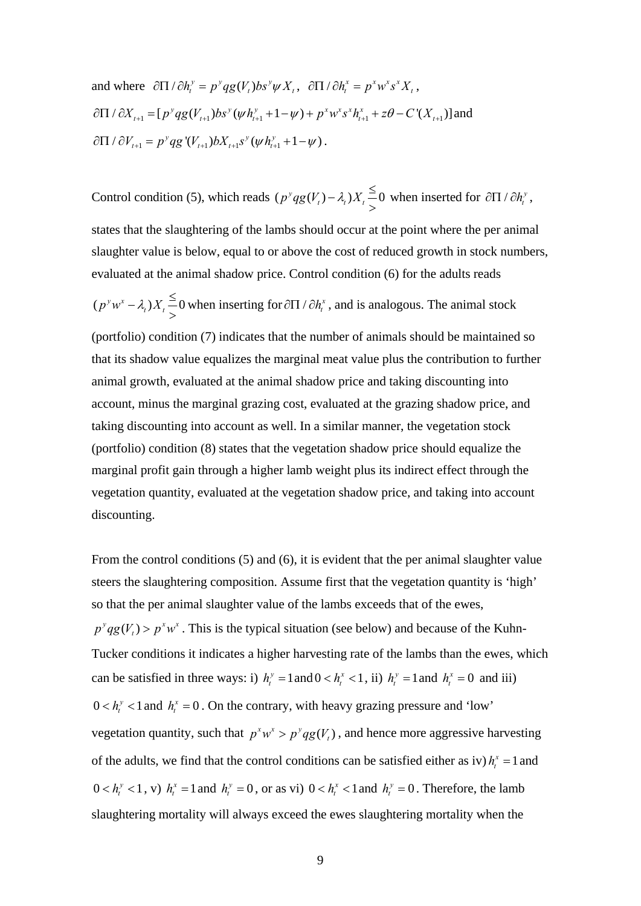and where $\partial\Pi / \partial h_t^y = p^y q g(V_t) b s^y \psi X_t$, $\partial\Pi / \partial h_t^x = p^x w^x s^x X_t$,

$\partial\Pi / \partial X_{t+1} = [p^y q g(V_{t+1}) b s^y (\psi h_{t+1}^y + 1 - \psi) + p^x w^x s^x h_{t+1}^x + z\theta - C'(X_{t+1})]$ and

$\partial\Pi / \partial V_{t+1} = p^y q g'(V_{t+1}) b X_{t+1} s^y (\psi h_{t+1}^y + 1 - \psi)$.

Control condition (5), which reads $(p^y q g(V_t) - \lambda_t) X_t \underset{>}{\overset{\leq}{=}} 0$ when inserted for $\partial\Pi / \partial h_t^y$, states that the slaughtering of the lambs should occur at the point where the per animal slaughter value is below, equal to or above the cost of reduced growth in stock numbers, evaluated at the animal shadow price. Control condition (6) for the adults reads $(p^y w^x - \lambda_t) X_t \underset{>}{\overset{\leq}{=}} 0$ when inserting for $\partial\Pi / \partial h_t^x$, and is analogous. The animal stock (portfolio) condition (7) indicates that the number of animals should be maintained so that its shadow value equalizes the marginal meat value plus the contribution to further animal growth, evaluated at the animal shadow price and taking discounting into account, minus the marginal grazing cost, evaluated at the grazing shadow price, and taking discounting into account as well. In a similar manner, the vegetation stock (portfolio) condition (8) states that the vegetation shadow price should equalize the marginal profit gain through a higher lamb weight plus its indirect effect through the vegetation quantity, evaluated at the vegetation shadow price, and taking into account discounting.

From the control conditions (5) and (6), it is evident that the per animal slaughter value steers the slaughtering composition. Assume first that the vegetation quantity is 'high' so that the per animal slaughter value of the lambs exceeds that of the ewes, $p^y q g(V_t) > p^x w^x$. This is the typical situation (see below) and because of the Kuhn-Tucker conditions it indicates a higher harvesting rate of the lambs than the ewes, which can be satisfied in three ways: i) $h_t^y = 1$ and $0 < h_t^x < 1$, ii) $h_t^y = 1$ and $h_t^x = 0$ and iii) $0 < h_t^y < 1$ and $h_t^x = 0$. On the contrary, with heavy grazing pressure and 'low' vegetation quantity, such that $p^x w^x > p^y q g(V_t)$, and hence more aggressive harvesting of the adults, we find that the control conditions can be satisfied either as iv) $h_t^x = 1$ and $0 < h_t^y < 1$, v) $h_t^x = 1$ and $h_t^y = 0$, or as vi) $0 < h_t^x < 1$ and $h_t^y = 0$. Therefore, the lamb slaughtering mortality will always exceed the ewes slaughtering mortality when the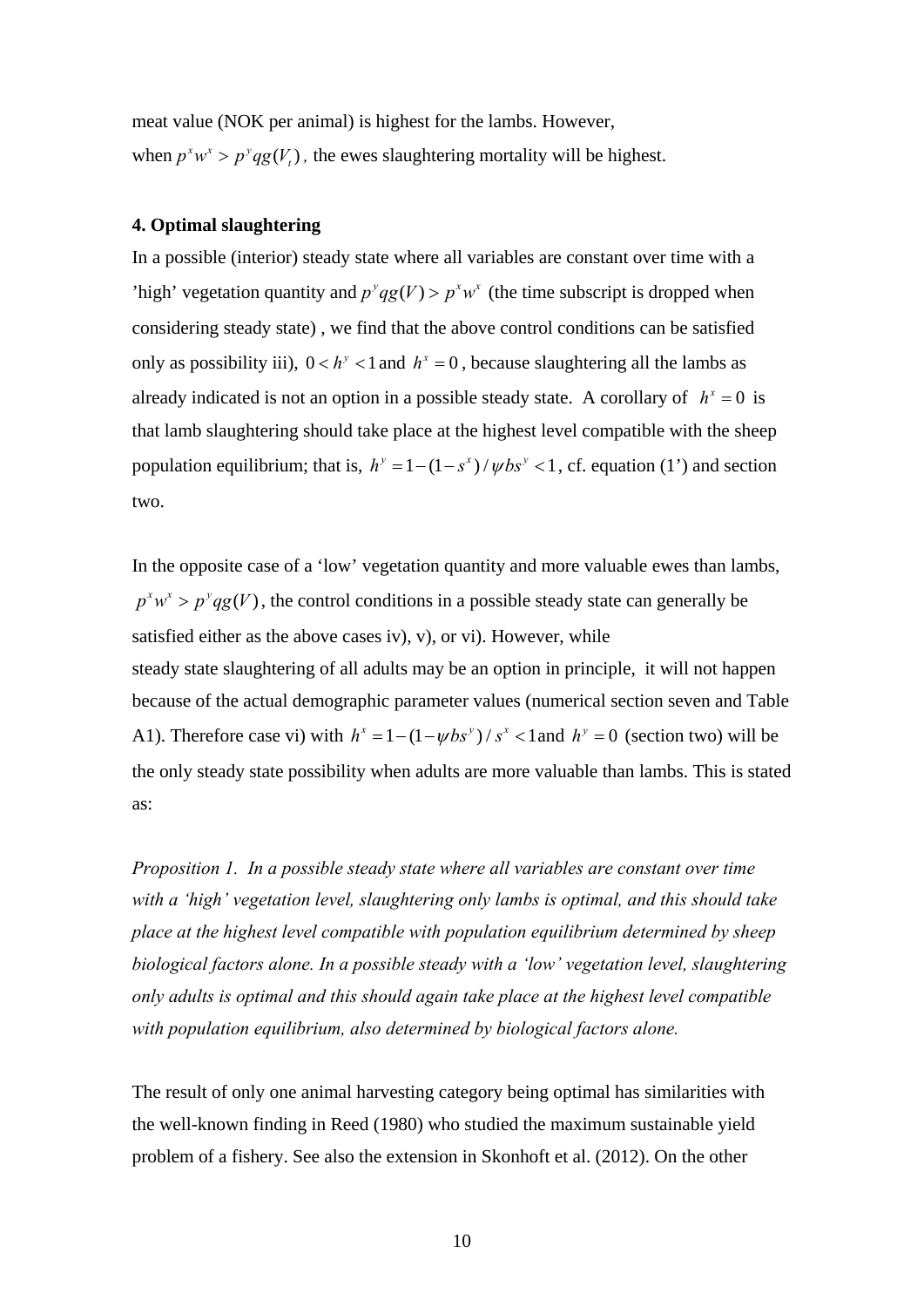meat value (NOK per animal) is highest for the lambs. However, when $p^x w^x > p^y qg(V_t)$, the ewes slaughtering mortality will be highest.

**4. Optimal slaughtering**

In a possible (interior) steady state where all variables are constant over time with a 'high' vegetation quantity and $p^y qg(V) > p^x w^x$ (the time subscript is dropped when considering steady state) , we find that the above control conditions can be satisfied only as possibility iii), $0 < h^y < 1$ and $h^x = 0$, because slaughtering all the lambs as already indicated is not an option in a possible steady state. A corollary of $h^x = 0$ is that lamb slaughtering should take place at the highest level compatible with the sheep population equilibrium; that is, $h^y = 1 - (1 - s^x) / \psi b s^y < 1$, cf. equation (1') and section two.

In the opposite case of a 'low' vegetation quantity and more valuable ewes than lambs, $p^x w^x > p^y qg(V)$, the control conditions in a possible steady state can generally be satisfied either as the above cases iv), v), or vi). However, while steady state slaughtering of all adults may be an option in principle, it will not happen because of the actual demographic parameter values (numerical section seven and Table A1). Therefore case vi) with $h^x = 1 - (1 - \psi b s^y) / s^x < 1$ and $h^y = 0$ (section two) will be the only steady state possibility when adults are more valuable than lambs. This is stated as:

*Proposition 1. In a possible steady state where all variables are constant over time with a 'high' vegetation level, slaughtering only lambs is optimal, and this should take place at the highest level compatible with population equilibrium determined by sheep biological factors alone. In a possible steady with a 'low' vegetation level, slaughtering only adults is optimal and this should again take place at the highest level compatible with population equilibrium, also determined by biological factors alone.*

The result of only one animal harvesting category being optimal has similarities with the well-known finding in Reed (1980) who studied the maximum sustainable yield problem of a fishery. See also the extension in Skonhoft et al. (2012). On the other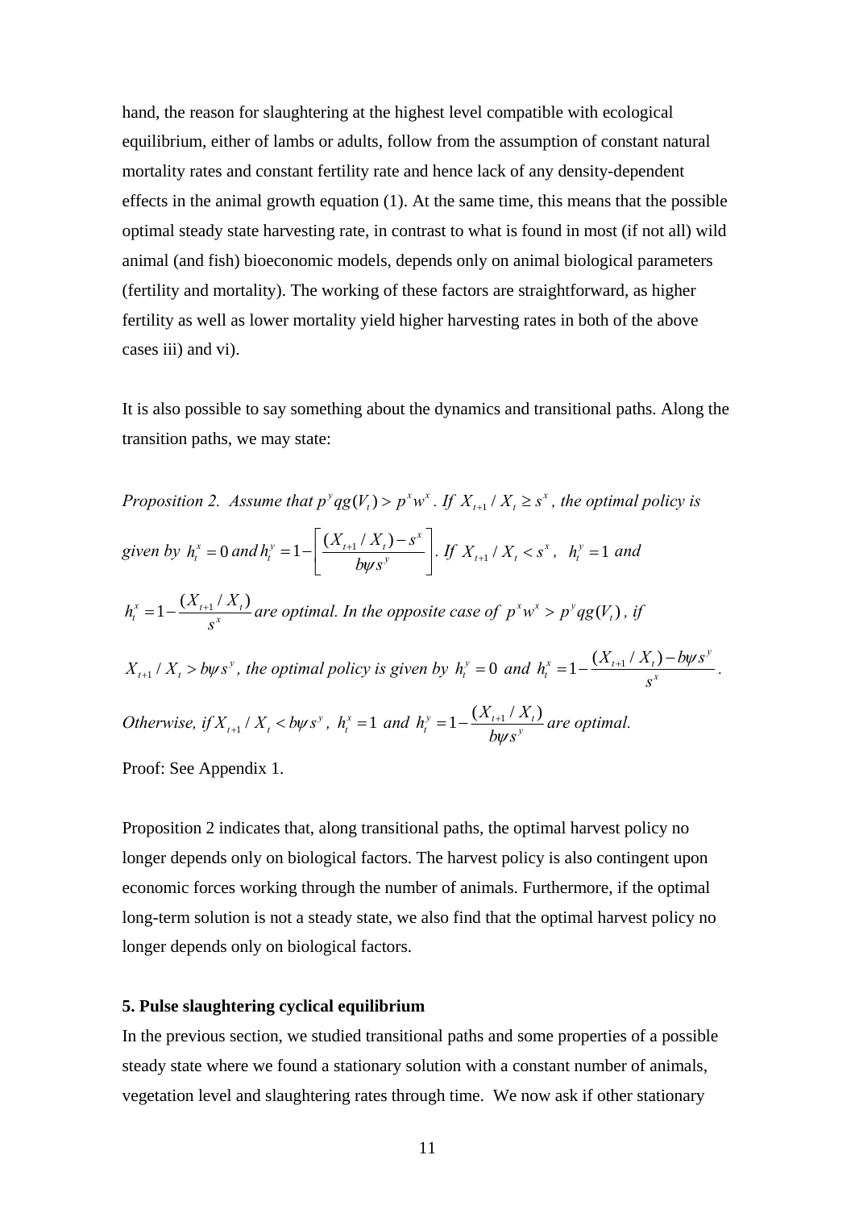hand, the reason for slaughtering at the highest level compatible with ecological equilibrium, either of lambs or adults, follow from the assumption of constant natural mortality rates and constant fertility rate and hence lack of any density-dependent effects in the animal growth equation (1). At the same time, this means that the possible optimal steady state harvesting rate, in contrast to what is found in most (if not all) wild animal (and fish) bioeconomic models, depends only on animal biological parameters (fertility and mortality). The working of these factors are straightforward, as higher fertility as well as lower mortality yield higher harvesting rates in both of the above cases iii) and vi).

It is also possible to say something about the dynamics and transitional paths. Along the transition paths, we may state:

*Proposition 2. Assume that* $p^y qg(V_t) > p^x w^x$ *. If* $X_{t+1}/X_t \geq s^x$ *, the optimal policy is given by* $h_t^x = 0$ *and* $h_t^y = 1 - \left[\frac{(X_{t+1}/X_t) - s^x}{b\psi s^y}\right]$*. If* $X_{t+1}/X_t < s^x$*,* $h_t^y = 1$ *and* $h_t^x = 1 - \frac{(X_{t+1}/X_t)}{s^x}$ *are optimal. In the opposite case of* $p^x w^x > p^y qg(V_t)$ *, if* $X_{t+1}/X_t > b\psi s^y$*, the optimal policy is given by* $h_t^y = 0$ *and* $h_t^x = 1 - \frac{(X_{t+1}/X_t) - b\psi s^y}{s^x}$*. Otherwise, if* $X_{t+1}/X_t < b\psi s^y$*,* $h_t^x = 1$ *and* $h_t^y = 1 - \frac{(X_{t+1}/X_t)}{b\psi s^y}$ *are optimal.*

Proof: See Appendix 1.

Proposition 2 indicates that, along transitional paths, the optimal harvest policy no longer depends only on biological factors. The harvest policy is also contingent upon economic forces working through the number of animals. Furthermore, if the optimal long-term solution is not a steady state, we also find that the optimal harvest policy no longer depends only on biological factors.

### 5. Pulse slaughtering cyclical equilibrium

In the previous section, we studied transitional paths and some properties of a possible steady state where we found a stationary solution with a constant number of animals, vegetation level and slaughtering rates through time. We now ask if other stationary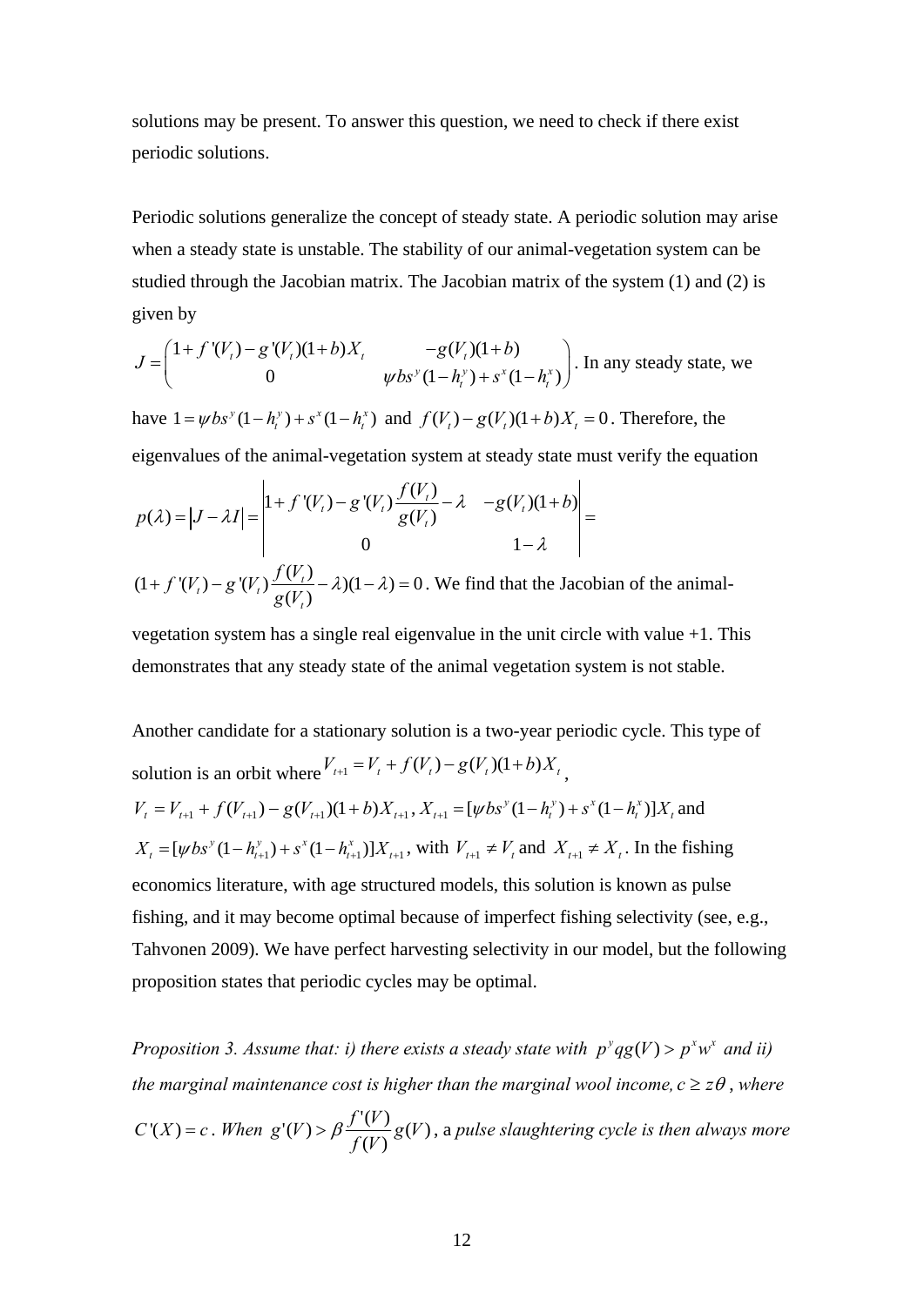solutions may be present. To answer this question, we need to check if there exist periodic solutions.

Periodic solutions generalize the concept of steady state. A periodic solution may arise when a steady state is unstable. The stability of our animal-vegetation system can be studied through the Jacobian matrix. The Jacobian matrix of the system (1) and (2) is given by

$J = \begin{pmatrix} 1+f'(V_t)-g'(V_t)(1+b)X_t & -g(V_t)(1+b) \\ 0 & \psi bs^y(1-h_t^y)+s^x(1-h_t^x) \end{pmatrix}$. In any steady state, we have $1=\psi bs^y(1-h_t^y)+s^x(1-h_t^x)$ and $f(V_t)-g(V_t)(1+b)X_t=0$. Therefore, the eigenvalues of the animal-vegetation system at steady state must verify the equation

$$p(\lambda)=\left|J-\lambda I\right| = \begin{vmatrix} 1+f'(V_t)-g'(V_t)\dfrac{f(V_t)}{g(V_t)}-\lambda & -g(V_t)(1+b) \\ 0 & 1-\lambda \end{vmatrix} =$$

$(1+f'(V_t)-g'(V_t)\dfrac{f(V_t)}{g(V_t)}-\lambda)(1-\lambda)=0$. We find that the Jacobian of the animal-vegetation system has a single real eigenvalue in the unit circle with value +1. This demonstrates that any steady state of the animal vegetation system is not stable.

Another candidate for a stationary solution is a two-year periodic cycle. This type of solution is an orbit where $V_{t+1}=V_t+f(V_t)-g(V_t)(1+b)X_t$,
$V_t=V_{t+1}+f(V_{t+1})-g(V_{t+1})(1+b)X_{t+1}$, $X_{t+1}=[\psi bs^y(1-h_t^y)+s^x(1-h_t^x)]X_t$ and
$X_t=[\psi bs^y(1-h_{t+1}^y)+s^x(1-h_{t+1}^x)]X_{t+1}$, with $V_{t+1}\neq V_t$ and $X_{t+1}\neq X_t$. In the fishing economics literature, with age structured models, this solution is known as pulse fishing, and it may become optimal because of imperfect fishing selectivity (see, e.g., Tahvonen 2009). We have perfect harvesting selectivity in our model, but the following proposition states that periodic cycles may be optimal.

*Proposition 3. Assume that: i) there exists a steady state with $p^y qg(V)>p^x w^x$ and ii) the marginal maintenance cost is higher than the marginal wool income, $c\geq z\theta$, where $C'(X)=c$. When $g'(V)>\beta\dfrac{f'(V)}{f(V)}g(V)$,* a *pulse slaughtering cycle is then always more*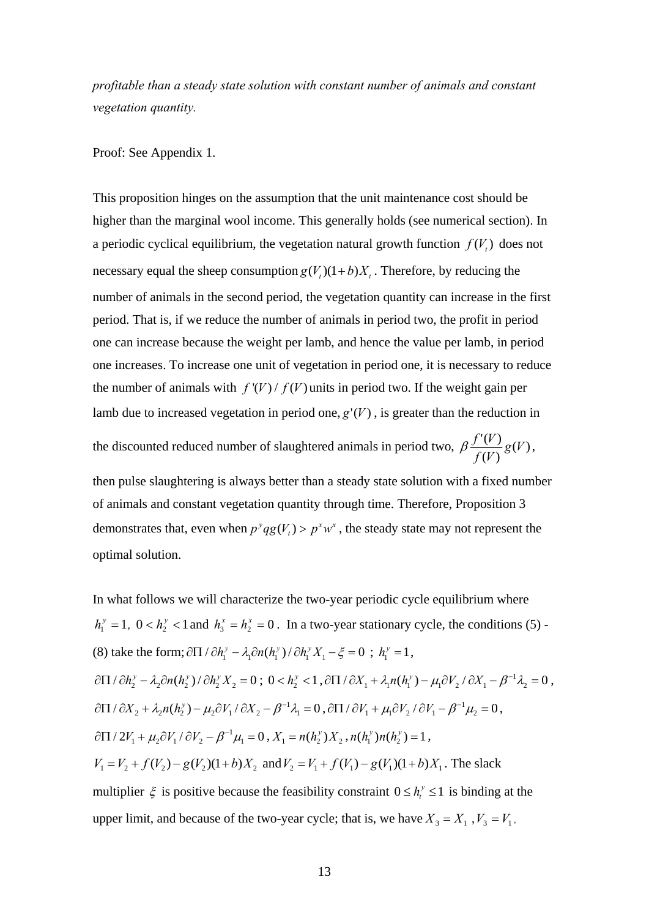*profitable than a steady state solution with constant number of animals and constant vegetation quantity.*

Proof: See Appendix 1.

This proposition hinges on the assumption that the unit maintenance cost should be higher than the marginal wool income. This generally holds (see numerical section). In a periodic cyclical equilibrium, the vegetation natural growth function $f(V_t)$ does not necessary equal the sheep consumption $g(V_t)(1+b)X_t$. Therefore, by reducing the number of animals in the second period, the vegetation quantity can increase in the first period. That is, if we reduce the number of animals in period two, the profit in period one can increase because the weight per lamb, and hence the value per lamb, in period one increases. To increase one unit of vegetation in period one, it is necessary to reduce the number of animals with $f'(V)/f(V)$ units in period two. If the weight gain per lamb due to increased vegetation in period one, $g'(V)$, is greater than the reduction in the discounted reduced number of slaughtered animals in period two, $\beta \dfrac{f'(V)}{f(V)} g(V)$, then pulse slaughtering is always better than a steady state solution with a fixed number of animals and constant vegetation quantity through time. Therefore, Proposition 3 demonstrates that, even when $p^y q g(V_t) > p^x w^x$, the steady state may not represent the optimal solution.

In what follows we will characterize the two-year periodic cycle equilibrium where $h_1^y = 1,\ 0 < h_2^y < 1$ and $h_3^x = h_2^x = 0$. In a two-year stationary cycle, the conditions (5) - (8) take the form; $\partial\Pi/\partial h_1^y - \lambda_1 \partial n(h_1^y)/\partial h_1^y X_1 - \xi = 0$ ; $h_1^y = 1$, $\partial\Pi/\partial h_2^y - \lambda_2 \partial n(h_2^y)/\partial h_2^y X_2 = 0$ ; $0 < h_2^y < 1$, $\partial\Pi/\partial X_1 + \lambda_1 n(h_1^y) - \mu_1 \partial V_2/\partial X_1 - \beta^{-1}\lambda_2 = 0$, $\partial\Pi/\partial X_2 + \lambda_2 n(h_2^y) - \mu_2 \partial V_1/\partial X_2 - \beta^{-1}\lambda_1 = 0$, $\partial\Pi/\partial V_1 + \mu_1 \partial V_2/\partial V_1 - \beta^{-1}\mu_2 = 0$, $\partial\Pi/2V_1 + \mu_2 \partial V_1/\partial V_2 - \beta^{-1}\mu_1 = 0$, $X_1 = n(h_2^y)X_2$, $n(h_1^y)n(h_2^y) = 1$, $V_1 = V_2 + f(V_2) - g(V_2)(1+b)X_2$ and $V_2 = V_1 + f(V_1) - g(V_1)(1+b)X_1$. The slack multiplier $\xi$ is positive because the feasibility constraint $0 \le h_t^y \le 1$ is binding at the upper limit, and because of the two-year cycle; that is, we have $X_3 = X_1$, $V_3 = V_1$,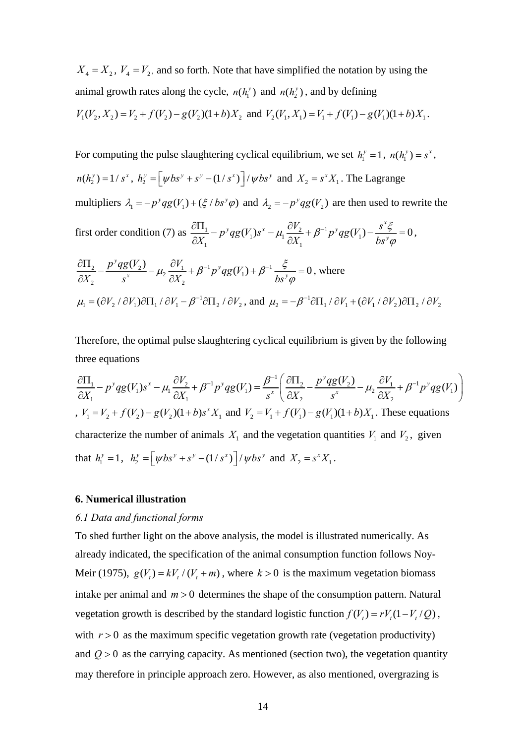$X_4 = X_2$, $V_4 = V_2$, and so forth. Note that have simplified the notation by using the animal growth rates along the cycle, $n(h_1^y)$ and $n(h_2^y)$, and by defining $V_1(V_2, X_2) = V_2 + f(V_2) - g(V_2)(1+b)X_2$ and $V_2(V_1, X_1) = V_1 + f(V_1) - g(V_1)(1+b)X_1$.

For computing the pulse slaughtering cyclical equilibrium, we set $h_1^y = 1$, $n(h_1^y) = s^x$, $n(h_2^y) = 1/s^x$, $h_2^y = \left[\psi b s^y + s^y - (1/s^x)\right]/\psi b s^y$ and $X_2 = s^x X_1$. The Lagrange multipliers $\lambda_1 = -p^y q g(V_1) + (\xi / b s^y \varphi)$ and $\lambda_2 = -p^y q g(V_2)$ are then used to rewrite the first order condition (7) as $\dfrac{\partial \Pi_1}{\partial X_1} - p^y q g(V_1) s^x - \mu_1 \dfrac{\partial V_2}{\partial X_1} + \beta^{-1} p^y q g(V_1) - \dfrac{s^x \xi}{b s^y \varphi} = 0$,
$\dfrac{\partial \Pi_2}{\partial X_2} - \dfrac{p^y q g(V_2)}{s^x} - \mu_2 \dfrac{\partial V_1}{\partial X_2} + \beta^{-1} p^y q g(V_1) + \beta^{-1} \dfrac{\xi}{b s^y \varphi} = 0$, where
$\mu_1 = (\partial V_2 / \partial V_1)\partial \Pi_1 / \partial V_1 - \beta^{-1} \partial \Pi_2 / \partial V_2$, and $\mu_2 = -\beta^{-1} \partial \Pi_1 / \partial V_1 + (\partial V_1 / \partial V_2)\partial \Pi_2 / \partial V_2$

Therefore, the optimal pulse slaughtering cyclical equilibrium is given by the following three equations

$$\frac{\partial \Pi_1}{\partial X_1} - p^y q g(V_1) s^x - \mu_1 \frac{\partial V_2}{\partial X_1} + \beta^{-1} p^y q g(V_1) = \frac{\beta^{-1}}{s^x}\left(\frac{\partial \Pi_2}{\partial X_2} - \frac{p^y q g(V_2)}{s^x} - \mu_2 \frac{\partial V_1}{\partial X_2} + \beta^{-1} p^y q g(V_1)\right)$$

, $V_1 = V_2 + f(V_2) - g(V_2)(1+b)s^x X_1$ and $V_2 = V_1 + f(V_1) - g(V_1)(1+b)X_1$. These equations characterize the number of animals $X_1$ and the vegetation quantities $V_1$ and $V_2$, given that $h_1^y = 1$, $h_2^y = \left[\psi b s^y + s^y - (1/s^x)\right]/\psi b s^y$ and $X_2 = s^x X_1$.

## 6. Numerical illustration

### *6.1 Data and functional forms*

To shed further light on the above analysis, the model is illustrated numerically. As already indicated, the specification of the animal consumption function follows Noy-Meir (1975), $g(V_t) = kV_t / (V_t + m)$, where $k > 0$ is the maximum vegetation biomass intake per animal and $m > 0$ determines the shape of the consumption pattern. Natural vegetation growth is described by the standard logistic function $f(V_t) = rV_t(1 - V_t / Q)$, with $r > 0$ as the maximum specific vegetation growth rate (vegetation productivity) and $Q > 0$ as the carrying capacity. As mentioned (section two), the vegetation quantity may therefore in principle approach zero. However, as also mentioned, overgrazing is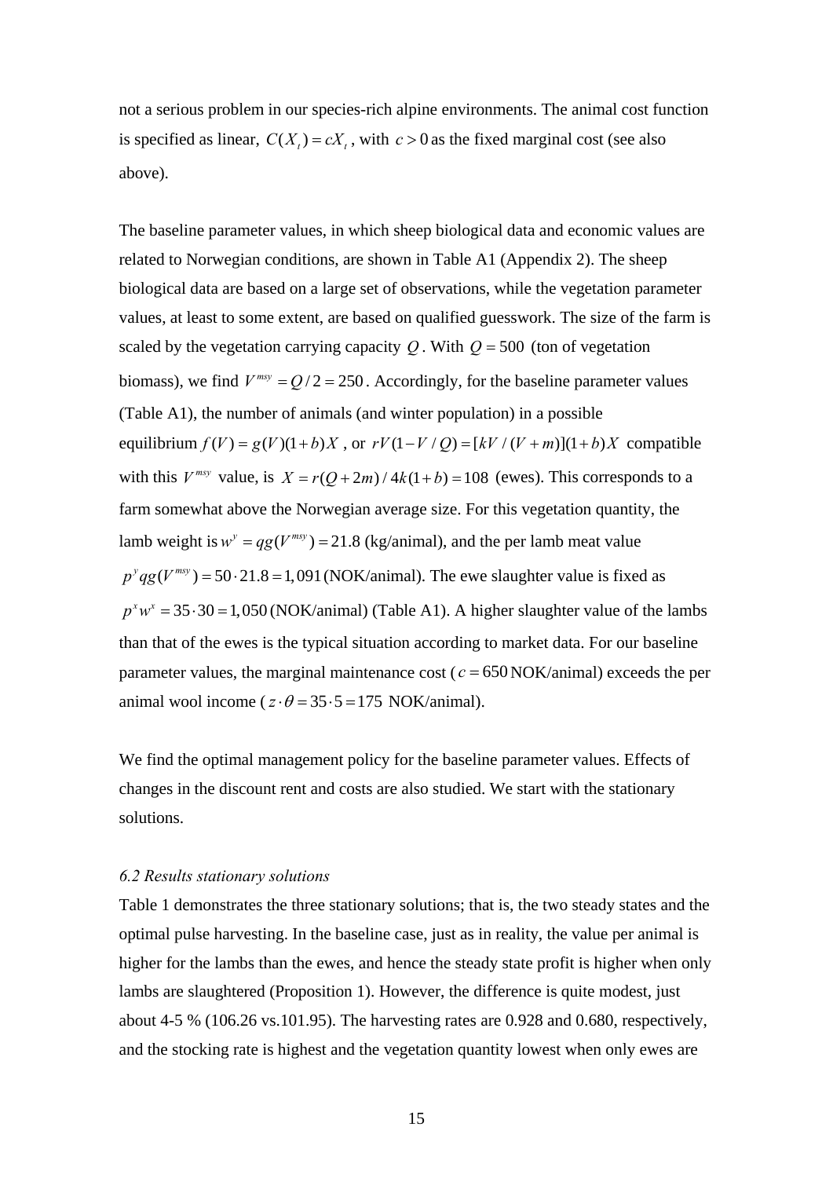not a serious problem in our species-rich alpine environments. The animal cost function is specified as linear, $C(X_t) = cX_t$, with $c > 0$ as the fixed marginal cost (see also above).

The baseline parameter values, in which sheep biological data and economic values are related to Norwegian conditions, are shown in Table A1 (Appendix 2). The sheep biological data are based on a large set of observations, while the vegetation parameter values, at least to some extent, are based on qualified guesswork. The size of the farm is scaled by the vegetation carrying capacity $Q$. With $Q = 500$ (ton of vegetation biomass), we find $V^{msy} = Q/2 = 250$. Accordingly, for the baseline parameter values (Table A1), the number of animals (and winter population) in a possible equilibrium $f(V) = g(V)(1+b)X$, or $rV(1-V/Q) = [kV/(V+m)](1+b)X$ compatible with this $V^{msy}$ value, is $X = r(Q+2m)/4k(1+b) = 108$ (ewes). This corresponds to a farm somewhat above the Norwegian average size. For this vegetation quantity, the lamb weight is $w^y = qg(V^{msy}) = 21.8$ (kg/animal), and the per lamb meat value $p^y qg(V^{msy}) = 50 \cdot 21.8 = 1{,}091$ (NOK/animal). The ewe slaughter value is fixed as $p^x w^x = 35 \cdot 30 = 1{,}050$ (NOK/animal) (Table A1). A higher slaughter value of the lambs than that of the ewes is the typical situation according to market data. For our baseline parameter values, the marginal maintenance cost ($c = 650$ NOK/animal) exceeds the per animal wool income ($z \cdot \theta = 35 \cdot 5 = 175$ NOK/animal).

We find the optimal management policy for the baseline parameter values. Effects of changes in the discount rent and costs are also studied. We start with the stationary solutions.

*6.2 Results stationary solutions*

Table 1 demonstrates the three stationary solutions; that is, the two steady states and the optimal pulse harvesting. In the baseline case, just as in reality, the value per animal is higher for the lambs than the ewes, and hence the steady state profit is higher when only lambs are slaughtered (Proposition 1). However, the difference is quite modest, just about 4-5 % (106.26 vs.101.95). The harvesting rates are 0.928 and 0.680, respectively, and the stocking rate is highest and the vegetation quantity lowest when only ewes are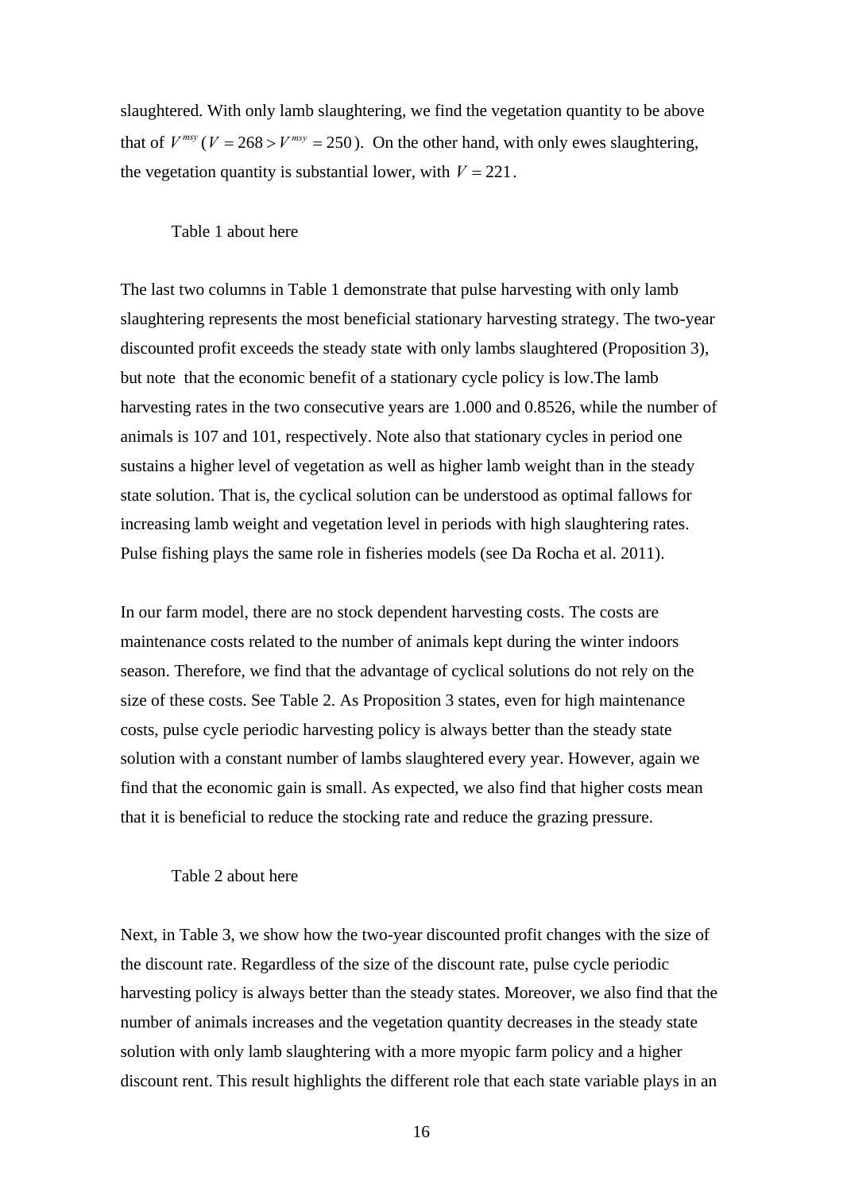slaughtered. With only lamb slaughtering, we find the vegetation quantity to be above that of $V^{msy}$ ($V = 268 > V^{msy} = 250$). On the other hand, with only ewes slaughtering, the vegetation quantity is substantial lower, with $V = 221$.

Table 1 about here

The last two columns in Table 1 demonstrate that pulse harvesting with only lamb slaughtering represents the most beneficial stationary harvesting strategy. The two-year discounted profit exceeds the steady state with only lambs slaughtered (Proposition 3), but note that the economic benefit of a stationary cycle policy is low.The lamb harvesting rates in the two consecutive years are 1.000 and 0.8526, while the number of animals is 107 and 101, respectively. Note also that stationary cycles in period one sustains a higher level of vegetation as well as higher lamb weight than in the steady state solution. That is, the cyclical solution can be understood as optimal fallows for increasing lamb weight and vegetation level in periods with high slaughtering rates. Pulse fishing plays the same role in fisheries models (see Da Rocha et al. 2011).

In our farm model, there are no stock dependent harvesting costs. The costs are maintenance costs related to the number of animals kept during the winter indoors season. Therefore, we find that the advantage of cyclical solutions do not rely on the size of these costs. See Table 2. As Proposition 3 states, even for high maintenance costs, pulse cycle periodic harvesting policy is always better than the steady state solution with a constant number of lambs slaughtered every year. However, again we find that the economic gain is small. As expected, we also find that higher costs mean that it is beneficial to reduce the stocking rate and reduce the grazing pressure.

Table 2 about here

Next, in Table 3, we show how the two-year discounted profit changes with the size of the discount rate. Regardless of the size of the discount rate, pulse cycle periodic harvesting policy is always better than the steady states. Moreover, we also find that the number of animals increases and the vegetation quantity decreases in the steady state solution with only lamb slaughtering with a more myopic farm policy and a higher discount rent. This result highlights the different role that each state variable plays in an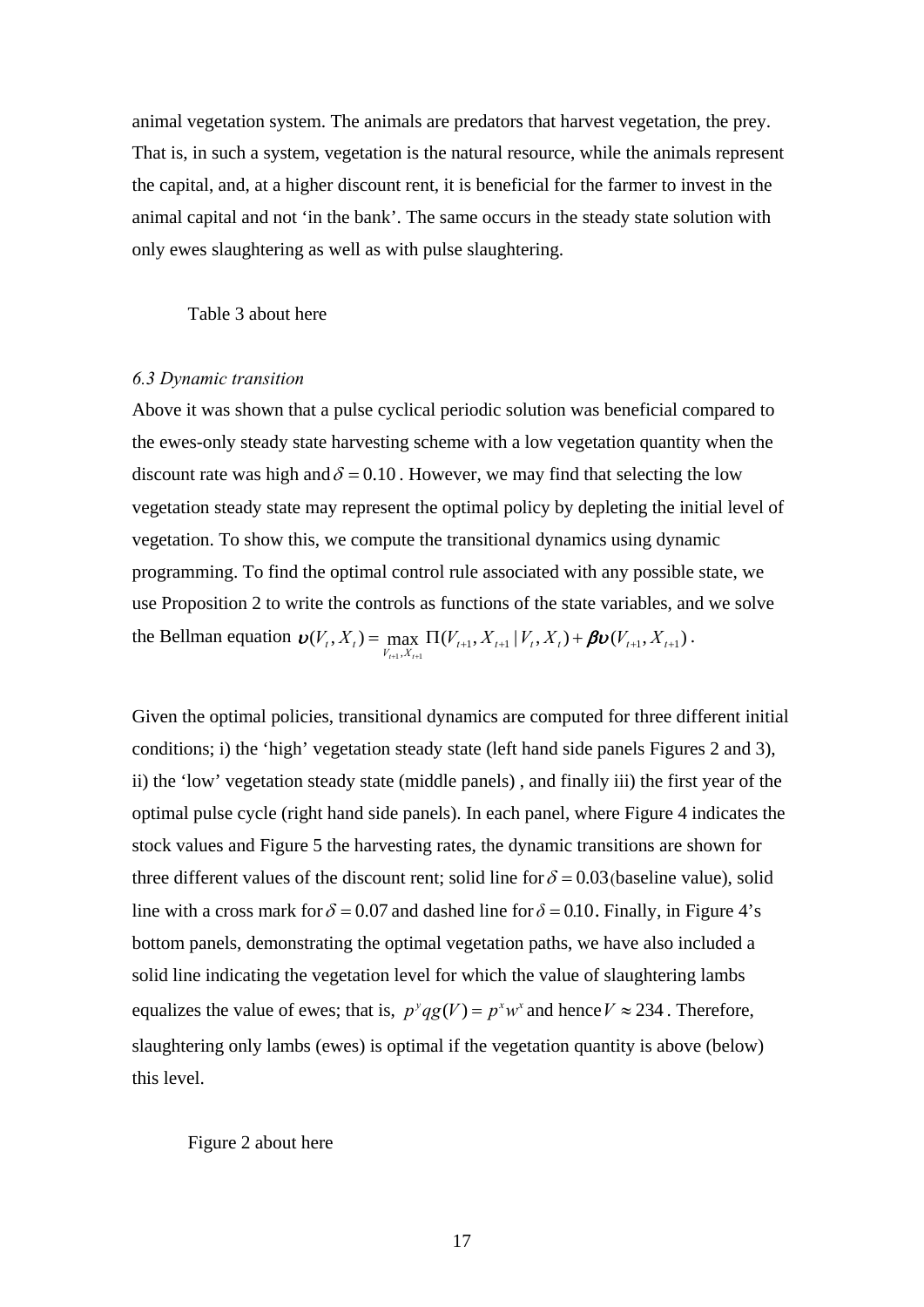animal vegetation system. The animals are predators that harvest vegetation, the prey. That is, in such a system, vegetation is the natural resource, while the animals represent the capital, and, at a higher discount rent, it is beneficial for the farmer to invest in the animal capital and not 'in the bank'. The same occurs in the steady state solution with only ewes slaughtering as well as with pulse slaughtering.

Table 3 about here

*6.3 Dynamic transition*

Above it was shown that a pulse cyclical periodic solution was beneficial compared to the ewes-only steady state harvesting scheme with a low vegetation quantity when the discount rate was high and $\delta = 0.10$ . However, we may find that selecting the low vegetation steady state may represent the optimal policy by depleting the initial level of vegetation. To show this, we compute the transitional dynamics using dynamic programming. To find the optimal control rule associated with any possible state, we use Proposition 2 to write the controls as functions of the state variables, and we solve the Bellman equation $\upsilon(V_t, X_t) = \max_{V_{t+1}, X_{t+1}} \Pi(V_{t+1}, X_{t+1} | V_t, X_t) + \beta\upsilon(V_{t+1}, X_{t+1})$ .

Given the optimal policies, transitional dynamics are computed for three different initial conditions; i) the 'high' vegetation steady state (left hand side panels Figures 2 and 3), ii) the 'low' vegetation steady state (middle panels) , and finally iii) the first year of the optimal pulse cycle (right hand side panels). In each panel, where Figure 4 indicates the stock values and Figure 5 the harvesting rates, the dynamic transitions are shown for three different values of the discount rent; solid line for $\delta = 0.03$ (baseline value), solid line with a cross mark for $\delta = 0.07$ and dashed line for $\delta = 0.10$. Finally, in Figure 4's bottom panels, demonstrating the optimal vegetation paths, we have also included a solid line indicating the vegetation level for which the value of slaughtering lambs equalizes the value of ewes; that is, $p^y q g(V) = p^x w^x$ and hence $V \approx 234$ . Therefore, slaughtering only lambs (ewes) is optimal if the vegetation quantity is above (below) this level.

Figure 2 about here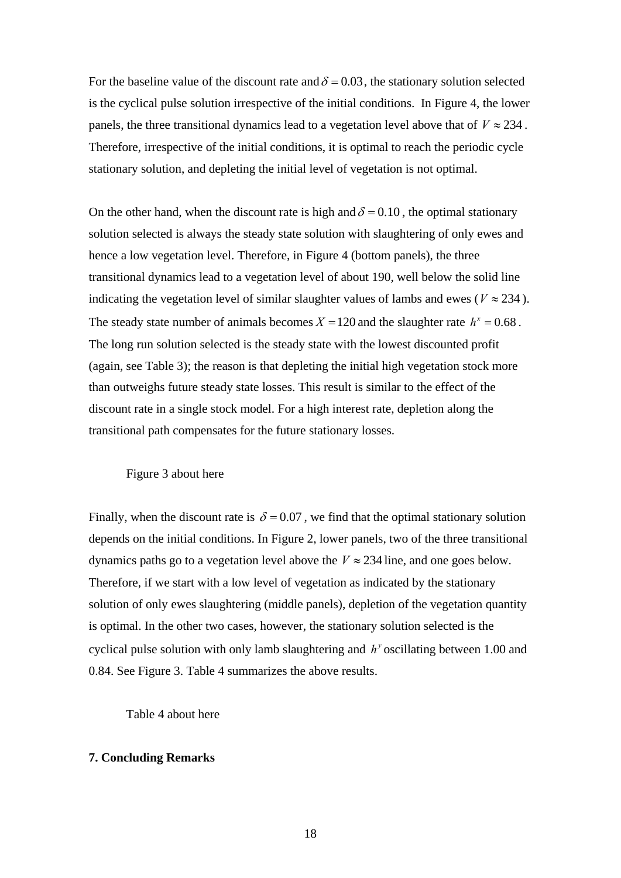For the baseline value of the discount rate and $\delta = 0.03$, the stationary solution selected is the cyclical pulse solution irrespective of the initial conditions. In Figure 4, the lower panels, the three transitional dynamics lead to a vegetation level above that of $V \approx 234$. Therefore, irrespective of the initial conditions, it is optimal to reach the periodic cycle stationary solution, and depleting the initial level of vegetation is not optimal.

On the other hand, when the discount rate is high and $\delta = 0.10$, the optimal stationary solution selected is always the steady state solution with slaughtering of only ewes and hence a low vegetation level. Therefore, in Figure 4 (bottom panels), the three transitional dynamics lead to a vegetation level of about 190, well below the solid line indicating the vegetation level of similar slaughter values of lambs and ewes ($V \approx 234$). The steady state number of animals becomes $X = 120$ and the slaughter rate $h^x = 0.68$. The long run solution selected is the steady state with the lowest discounted profit (again, see Table 3); the reason is that depleting the initial high vegetation stock more than outweighs future steady state losses. This result is similar to the effect of the discount rate in a single stock model. For a high interest rate, depletion along the transitional path compensates for the future stationary losses.

Figure 3 about here

Finally, when the discount rate is $\delta = 0.07$, we find that the optimal stationary solution depends on the initial conditions. In Figure 2, lower panels, two of the three transitional dynamics paths go to a vegetation level above the $V \approx 234$ line, and one goes below. Therefore, if we start with a low level of vegetation as indicated by the stationary solution of only ewes slaughtering (middle panels), depletion of the vegetation quantity is optimal. In the other two cases, however, the stationary solution selected is the cyclical pulse solution with only lamb slaughtering and $h^y$ oscillating between 1.00 and 0.84. See Figure 3. Table 4 summarizes the above results.

Table 4 about here

## 7. Concluding Remarks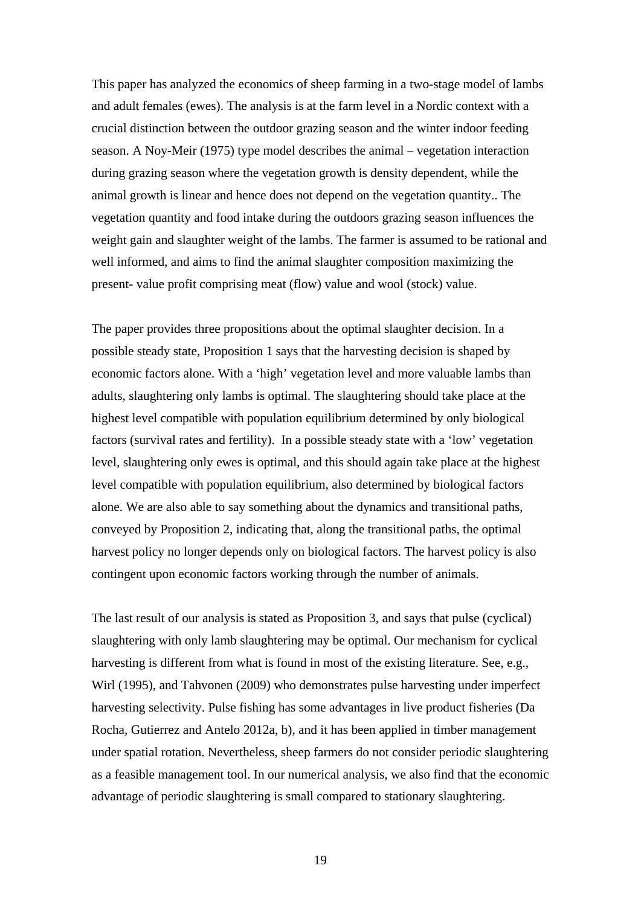This paper has analyzed the economics of sheep farming in a two-stage model of lambs and adult females (ewes). The analysis is at the farm level in a Nordic context with a crucial distinction between the outdoor grazing season and the winter indoor feeding season. A Noy-Meir (1975) type model describes the animal – vegetation interaction during grazing season where the vegetation growth is density dependent, while the animal growth is linear and hence does not depend on the vegetation quantity.. The vegetation quantity and food intake during the outdoors grazing season influences the weight gain and slaughter weight of the lambs. The farmer is assumed to be rational and well informed, and aims to find the animal slaughter composition maximizing the present- value profit comprising meat (flow) value and wool (stock) value.

The paper provides three propositions about the optimal slaughter decision. In a possible steady state, Proposition 1 says that the harvesting decision is shaped by economic factors alone. With a 'high' vegetation level and more valuable lambs than adults, slaughtering only lambs is optimal. The slaughtering should take place at the highest level compatible with population equilibrium determined by only biological factors (survival rates and fertility). In a possible steady state with a 'low' vegetation level, slaughtering only ewes is optimal, and this should again take place at the highest level compatible with population equilibrium, also determined by biological factors alone. We are also able to say something about the dynamics and transitional paths, conveyed by Proposition 2, indicating that, along the transitional paths, the optimal harvest policy no longer depends only on biological factors. The harvest policy is also contingent upon economic factors working through the number of animals.

The last result of our analysis is stated as Proposition 3, and says that pulse (cyclical) slaughtering with only lamb slaughtering may be optimal. Our mechanism for cyclical harvesting is different from what is found in most of the existing literature. See, e.g., Wirl (1995), and Tahvonen (2009) who demonstrates pulse harvesting under imperfect harvesting selectivity. Pulse fishing has some advantages in live product fisheries (Da Rocha, Gutierrez and Antelo 2012a, b), and it has been applied in timber management under spatial rotation. Nevertheless, sheep farmers do not consider periodic slaughtering as a feasible management tool. In our numerical analysis, we also find that the economic advantage of periodic slaughtering is small compared to stationary slaughtering.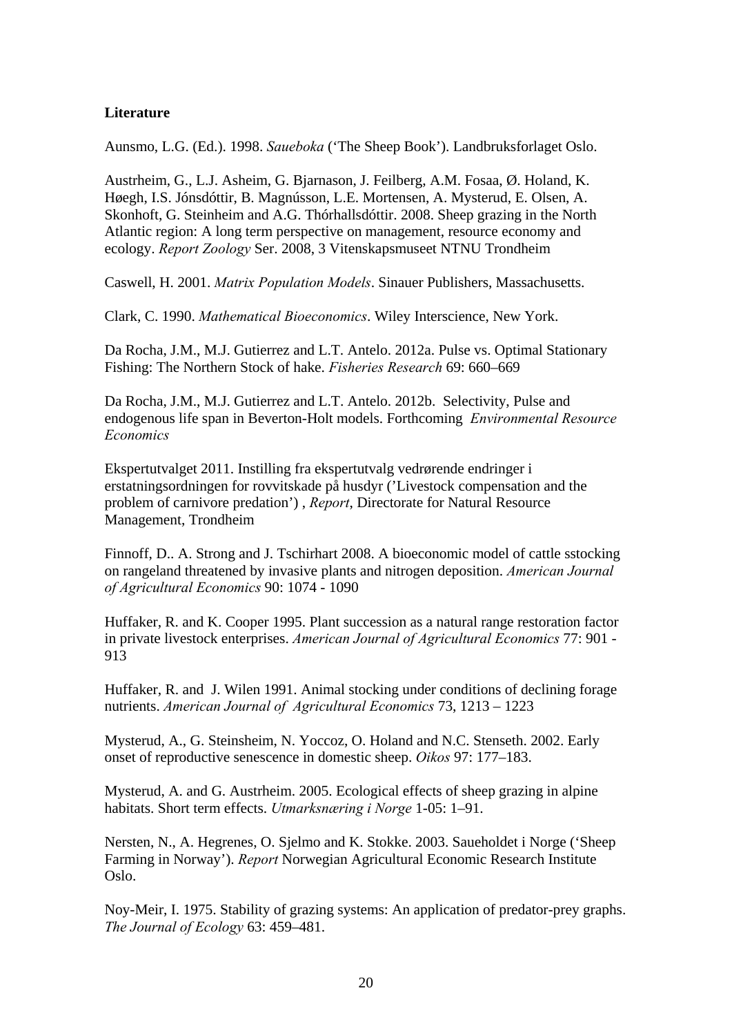**Literature**

Aunsmo, L.G. (Ed.). 1998. *Saueboka* (‘The Sheep Book’). Landbruksforlaget Oslo.

Austrheim, G., L.J. Asheim, G. Bjarnason, J. Feilberg, A.M. Fosaa, Ø. Holand, K. Høegh, I.S. Jónsdóttir, B. Magnússon, L.E. Mortensen, A. Mysterud, E. Olsen, A. Skonhoft, G. Steinheim and A.G. Thórhallsdóttir. 2008. Sheep grazing in the North Atlantic region: A long term perspective on management, resource economy and ecology. *Report Zoology* Ser. 2008, 3 Vitenskapsmuseet NTNU Trondheim

Caswell, H. 2001. *Matrix Population Models*. Sinauer Publishers, Massachusetts.

Clark, C. 1990. *Mathematical Bioeconomics*. Wiley Interscience, New York.

Da Rocha, J.M., M.J. Gutierrez and L.T. Antelo. 2012a. Pulse vs. Optimal Stationary Fishing: The Northern Stock of hake. *Fisheries Research* 69: 660–669

Da Rocha, J.M., M.J. Gutierrez and L.T. Antelo. 2012b. Selectivity, Pulse and endogenous life span in Beverton-Holt models. Forthcoming *Environmental Resource Economics*

Ekspertutvalget 2011. Instilling fra ekspertutvalg vedrørende endringer i erstatningsordningen for rovvitskade på husdyr (’Livestock compensation and the problem of carnivore predation’) , *Report*, Directorate for Natural Resource Management, Trondheim

Finnoff, D.. A. Strong and J. Tschirhart 2008. A bioeconomic model of cattle sstocking on rangeland threatened by invasive plants and nitrogen deposition. *American Journal of Agricultural Economics* 90: 1074 - 1090

Huffaker, R. and K. Cooper 1995. Plant succession as a natural range restoration factor in private livestock enterprises. *American Journal of Agricultural Economics* 77: 901 - 913

Huffaker, R. and J. Wilen 1991. Animal stocking under conditions of declining forage nutrients. *American Journal of Agricultural Economics* 73, 1213 – 1223

Mysterud, A., G. Steinsheim, N. Yoccoz, O. Holand and N.C. Stenseth. 2002. Early onset of reproductive senescence in domestic sheep. *Oikos* 97: 177–183.

Mysterud, A. and G. Austrheim. 2005. Ecological effects of sheep grazing in alpine habitats. Short term effects. *Utmarksnæring i Norge* 1-05: 1–91.

Nersten, N., A. Hegrenes, O. Sjelmo and K. Stokke. 2003. Saueholdet i Norge (‘Sheep Farming in Norway’). *Report* Norwegian Agricultural Economic Research Institute Oslo.

Noy-Meir, I. 1975. Stability of grazing systems: An application of predator-prey graphs. *The Journal of Ecology* 63: 459–481.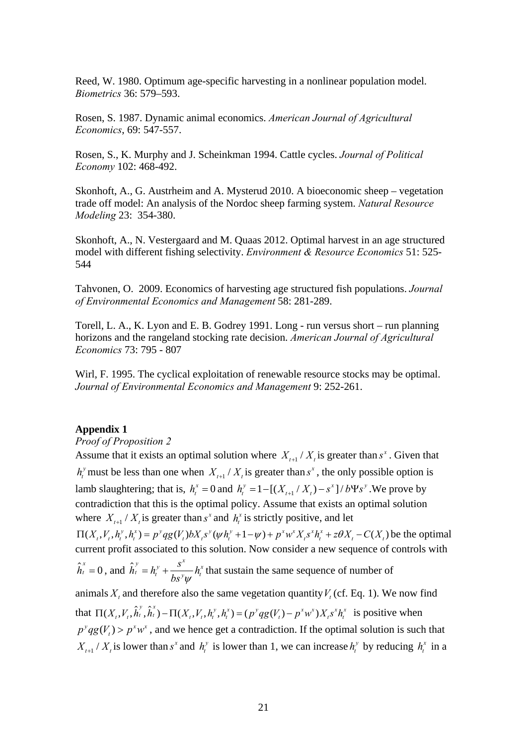Reed, W. 1980. Optimum age-specific harvesting in a nonlinear population model. *Biometrics* 36: 579–593.

Rosen, S. 1987. Dynamic animal economics. *American Journal of Agricultural Economics*, 69: 547-557.

Rosen, S., K. Murphy and J. Scheinkman 1994. Cattle cycles. *Journal of Political Economy* 102: 468-492.

Skonhoft, A., G. Austrheim and A. Mysterud 2010. A bioeconomic sheep – vegetation trade off model: An analysis of the Nordoc sheep farming system. *Natural Resource Modeling* 23: 354-380.

Skonhoft, A., N. Vestergaard and M. Quaas 2012. Optimal harvest in an age structured model with different fishing selectivity. *Environment & Resource Economics* 51: 525-544

Tahvonen, O. 2009. Economics of harvesting age structured fish populations. *Journal of Environmental Economics and Management* 58: 281-289.

Torell, L. A., K. Lyon and E. B. Godrey 1991. Long - run versus short – run planning horizons and the rangeland stocking rate decision. *American Journal of Agricultural Economics* 73: 795 - 807

Wirl, F. 1995. The cyclical exploitation of renewable resource stocks may be optimal. *Journal of Environmental Economics and Management* 9: 252-261.

**Appendix 1**

*Proof of Proposition 2*

Assume that it exists an optimal solution where $X_{t+1}/X_t$ is greater than $s^x$. Given that $h_t^y$ must be less than one when $X_{t+1}/X_t$ is greater than $s^x$, the only possible option is lamb slaughtering; that is, $h_t^x = 0$ and $h_t^y = 1 - [(X_{t+1}/X_t) - s^x]/b\Psi s^y$. We prove by contradiction that this is the optimal policy. Assume that exists an optimal solution where $X_{t+1}/X_t$ is greater than $s^x$ and $h_t^x$ is strictly positive, and let $\Pi(X_t, V_t, h_t^y, h_t^x) = p^y qg(V_t) b X_t s^y (\psi h_t^y + 1 - \psi) + p^x w^x X_t s^x h_t^x + z\theta X_t - C(X_t)$ be the optimal current profit associated to this solution. Now consider a new sequence of controls with $\hat{h}_t^x = 0$, and $\hat{h}_t^y = h_t^y + \dfrac{s^x}{bs^y\psi} h_t^x$ that sustain the same sequence of number of animals $X_t$ and therefore also the same vegetation quantity $V_t$ (cf. Eq. 1). We now find that $\Pi(X_t, V_t, \hat{h}_t^y, \hat{h}_t^x) - \Pi(X_t, V_t, h_t^y, h_t^x) = (p^y qg(V_t) - p^x w^x) X_t s^x h_t^x$ is positive when $p^y qg(V_t) > p^x w^x$, and we hence get a contradiction. If the optimal solution is such that $X_{t+1}/X_t$ is lower than $s^x$ and $h_t^y$ is lower than 1, we can increase $h_t^y$ by reducing $h_t^x$ in a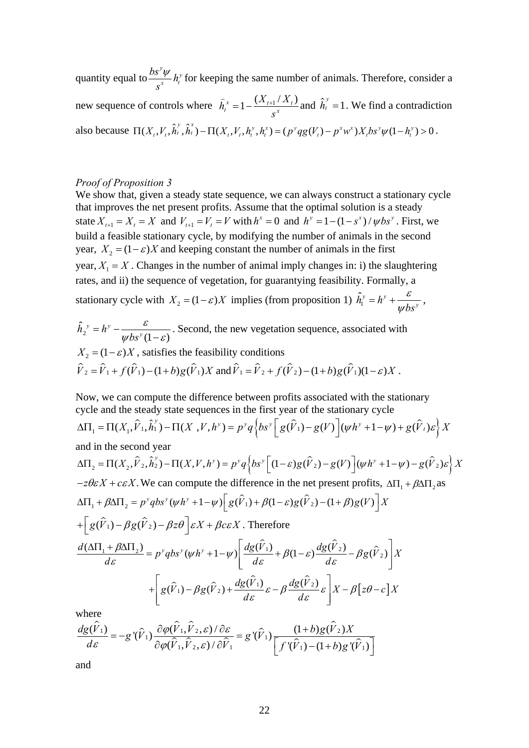quantity equal to $\frac{bs^y\psi}{s^x} h_t^y$ for keeping the same number of animals. Therefore, consider a new sequence of controls where $\hat{h}_t^x = 1 - \frac{(X_{t+1}/X_t)}{s^x}$ and $\hat{h}_t^y = 1$. We find a contradiction also because $\Pi(X_t, V_t, \hat{h}_t^y, \hat{h}_t^x) - \Pi(X_t, V_t, h_t^y, h_t^x) = (p^y qg(V_t) - p^x w^x) X_t bs^y \psi (1 - h_t^y) > 0$.

*Proof of Proposition 3*

We show that, given a steady state sequence, we can always construct a stationary cycle that improves the net present profits. Assume that the optimal solution is a steady state $X_{t+1} = X_t = X$ and $V_{t+1} = V_t = V$ with $h^x = 0$ and $h^y = 1 - (1 - s^x)/\psi bs^y$. First, we build a feasible stationary cycle, by modifying the number of animals in the second year, $X_2 = (1-\varepsilon)X$ and keeping constant the number of animals in the first year, $X_1 = X$. Changes in the number of animal imply changes in: i) the slaughtering rates, and ii) the sequence of vegetation, for guarantying feasibility. Formally, a stationary cycle with $X_2 = (1-\varepsilon)X$ implies (from proposition 1) $\hat{h}_1^y = h^y + \frac{\varepsilon}{\psi bs^y}$, $\hat{h}_2^y = h^y - \frac{\varepsilon}{\psi bs^y(1-\varepsilon)}$. Second, the new vegetation sequence, associated with $X_2 = (1-\varepsilon)X$, satisfies the feasibility conditions $\hat{V}_2 = \hat{V}_1 + f(\hat{V}_1) - (1+b)g(\hat{V}_1)X$ and $\hat{V}_1 = \hat{V}_2 + f(\hat{V}_2) - (1+b)g(\hat{V}_1)(1-\varepsilon)X$.

Now, we can compute the difference between profits associated with the stationary cycle and the steady state sequences in the first year of the stationary cycle

$$\Delta\Pi_1 = \Pi(X_1, \hat{V}_1, \hat{h}_1^y) - \Pi(X\ , V, h^y) = p^y q \left\{ bs^y \left[ g(\hat{V}_1) - g(V) \right] (\psi h^y + 1 - \psi) + g(\hat{V}_t)\varepsilon \right\} X$$

and in the second year

$$\Delta\Pi_2 = \Pi(X_2, \hat{V}_2, \hat{h}_2^y) - \Pi(X, V, h^y) = p^y q \left\{ bs^y \left[ (1-\varepsilon) g(\hat{V}_2) - g(V) \right] (\psi h^y + 1 - \psi) - g(\hat{V}_2)\varepsilon \right\} X$$

$-z\theta\varepsilon X + c\varepsilon X$. We can compute the difference in the net present profits, $\Delta\Pi_1 + \beta\Delta\Pi_2$ as

$$\Delta\Pi_1 + \beta\Delta\Pi_2 = p^y qbs^y (\psi h^y + 1 - \psi) \left[ g(\hat{V}_1) + \beta(1-\varepsilon) g(\hat{V}_2) - (1+\beta) g(V) \right] X$$

$$+ \left[ g(\hat{V}_1) - \beta g(\hat{V}_2) - \beta z\theta \right] \varepsilon X + \beta c\varepsilon X. \text{ Therefore}$$

$$\frac{d(\Delta\Pi_1 + \beta\Delta\Pi_2)}{d\varepsilon} = p^y qbs^y (\psi h^y + 1 - \psi) \left[ \frac{dg(\hat{V}_1)}{d\varepsilon} + \beta(1-\varepsilon) \frac{dg(\hat{V}_2)}{d\varepsilon} - \beta g(\hat{V}_2) \right] X$$

$$+ \left[ g(\hat{V}_1) - \beta g(\hat{V}_2) + \frac{dg(\hat{V}_1)}{d\varepsilon}\varepsilon - \beta \frac{dg(\hat{V}_2)}{d\varepsilon}\varepsilon \right] X - \beta \left[ z\theta - c \right] X$$

where

$$\frac{dg(\hat{V}_1)}{d\varepsilon} = -g'(\hat{V}_1) \frac{\partial\varphi(\hat{V}_1, \hat{V}_2, \varepsilon)/\partial\varepsilon}{\partial\varphi(\hat{V}_1, \hat{V}_2, \varepsilon)/\partial\hat{V}_1} = g'(\hat{V}_1) \frac{(1+b) g(\hat{V}_2) X}{\left[ f'(\hat{V}_1) - (1+b) g'(\hat{V}_1) \right]}$$

and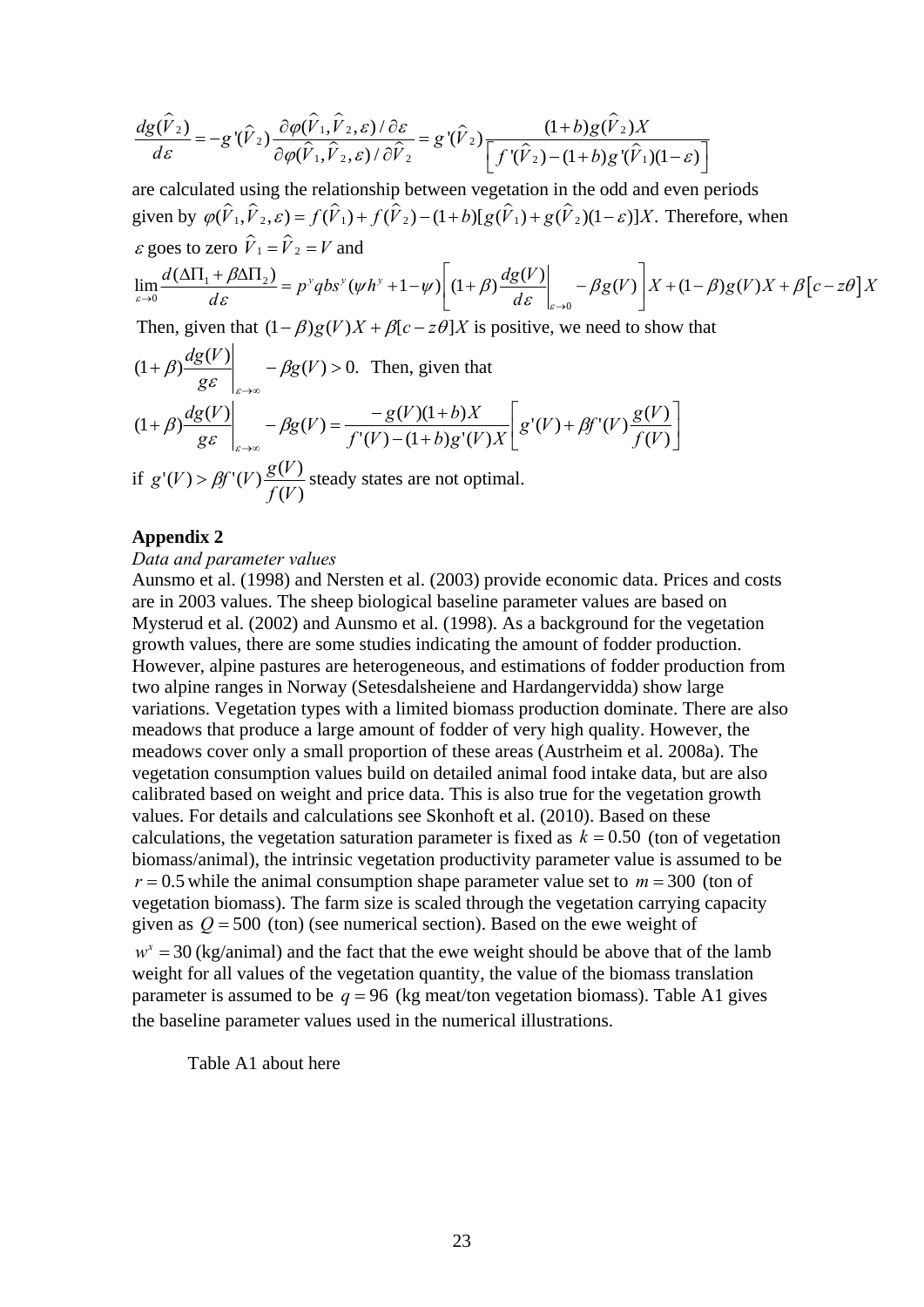$$\frac{dg(\hat{V}_2)}{d\varepsilon} = -g'(\hat{V}_2)\frac{\partial\varphi(\hat{V}_1,\hat{V}_2,\varepsilon)/\partial\varepsilon}{\partial\varphi(\hat{V}_1,\hat{V}_2,\varepsilon)/\partial\hat{V}_2} = g'(\hat{V}_2)\frac{(1+b)g(\hat{V}_2)X}{\left[f'(\hat{V}_2)-(1+b)g'(\hat{V}_1)(1-\varepsilon)\right]}$$

are calculated using the relationship between vegetation in the odd and even periods given by $\varphi(\hat{V}_1,\hat{V}_2,\varepsilon) = f(\hat{V}_1) + f(\hat{V}_2) - (1+b)[g(\hat{V}_1) + g(\hat{V}_2)(1-\varepsilon)]X$. Therefore, when $\varepsilon$ goes to zero $\hat{V}_1 = \hat{V}_2 = V$ and

$$\lim_{\varepsilon\to 0}\frac{d(\Delta\Pi_1 + \beta\Delta\Pi_2)}{d\varepsilon} = p^y qbs^y(\psi h^y + 1 - \psi)\left[(1+\beta)\left.\frac{dg(V)}{d\varepsilon}\right|_{\varepsilon\to 0} - \beta g(V)\right]X + (1-\beta)g(V)X + \beta\left[c - z\theta\right]X$$

Then, given that $(1-\beta)g(V)X + \beta[c - z\theta]X$ is positive, we need to show that

$(1+\beta)\left.\frac{dg(V)}{g\varepsilon}\right|_{\varepsilon\to\infty} - \beta g(V) > 0.$ Then, given that

$$(1+\beta)\left.\frac{dg(V)}{g\varepsilon}\right|_{\varepsilon\to\infty} - \beta g(V) = \frac{-g(V)(1+b)X}{f'(V)-(1+b)g'(V)X}\left[g'(V) + \beta f'(V)\frac{g(V)}{f(V)}\right]$$

if $g'(V) > \beta f'(V)\frac{g(V)}{f(V)}$ steady states are not optimal.

**Appendix 2**

*Data and parameter values*

Aunsmo et al. (1998) and Nersten et al. (2003) provide economic data. Prices and costs are in 2003 values. The sheep biological baseline parameter values are based on Mysterud et al. (2002) and Aunsmo et al. (1998). As a background for the vegetation growth values, there are some studies indicating the amount of fodder production. However, alpine pastures are heterogeneous, and estimations of fodder production from two alpine ranges in Norway (Setesdalsheiene and Hardangervidda) show large variations. Vegetation types with a limited biomass production dominate. There are also meadows that produce a large amount of fodder of very high quality. However, the meadows cover only a small proportion of these areas (Austrheim et al. 2008a). The vegetation consumption values build on detailed animal food intake data, but are also calibrated based on weight and price data. This is also true for the vegetation growth values. For details and calculations see Skonhoft et al. (2010). Based on these calculations, the vegetation saturation parameter is fixed as $k = 0.50$ (ton of vegetation biomass/animal), the intrinsic vegetation productivity parameter value is assumed to be $r = 0.5$ while the animal consumption shape parameter value set to $m = 300$ (ton of vegetation biomass). The farm size is scaled through the vegetation carrying capacity given as $Q = 500$ (ton) (see numerical section). Based on the ewe weight of $w^x = 30$ (kg/animal) and the fact that the ewe weight should be above that of the lamb weight for all values of the vegetation quantity, the value of the biomass translation parameter is assumed to be $q = 96$ (kg meat/ton vegetation biomass). Table A1 gives the baseline parameter values used in the numerical illustrations.

Table A1 about here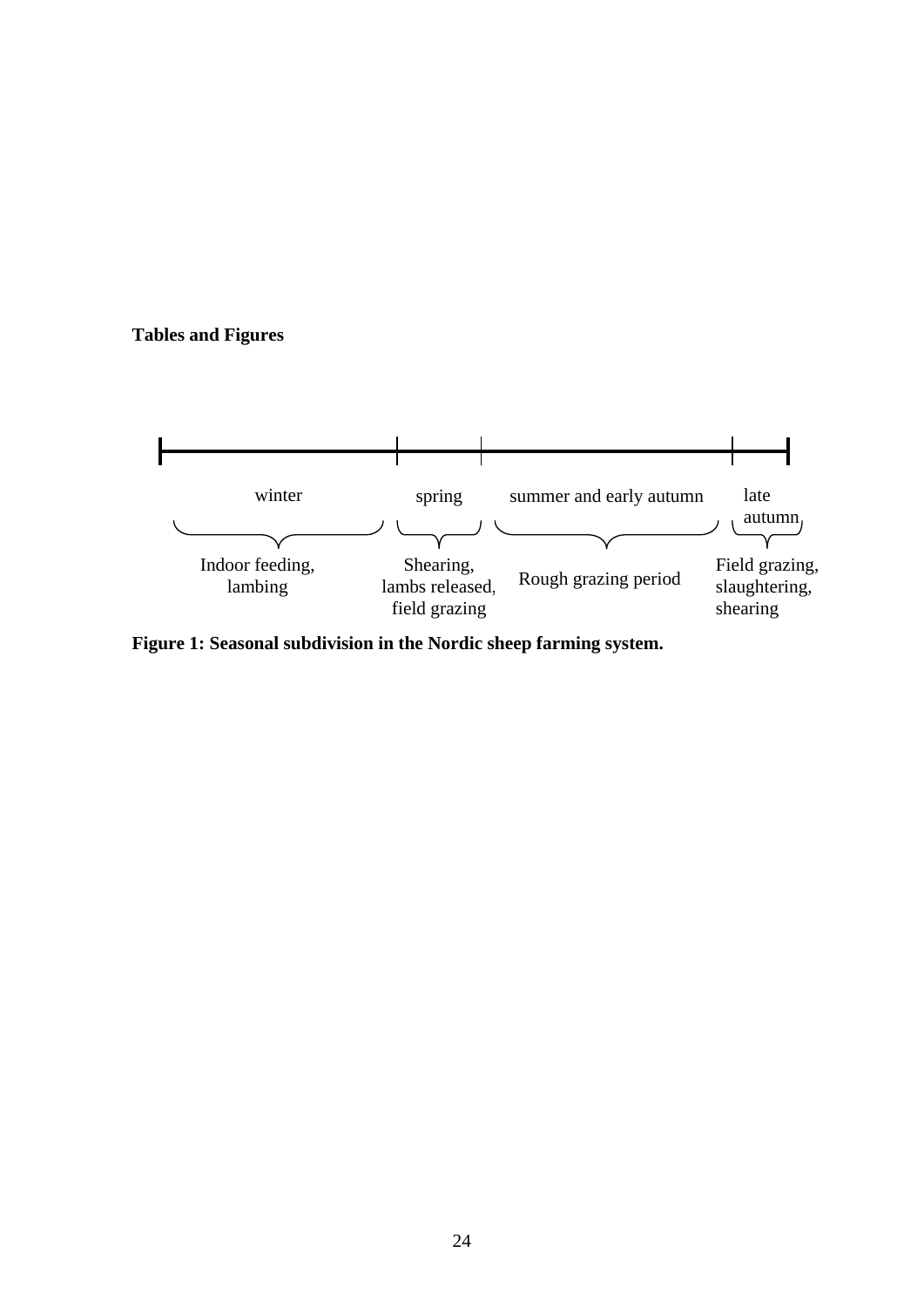**Tables and Figures**

| winter | spring | summer and early autumn | late autumn |
|---|---|---|---|
| Indoor feeding, lambing | Shearing, lambs released, field grazing | Rough grazing period | Field grazing, slaughtering, shearing |

**Figure 1: Seasonal subdivision in the Nordic sheep farming system.**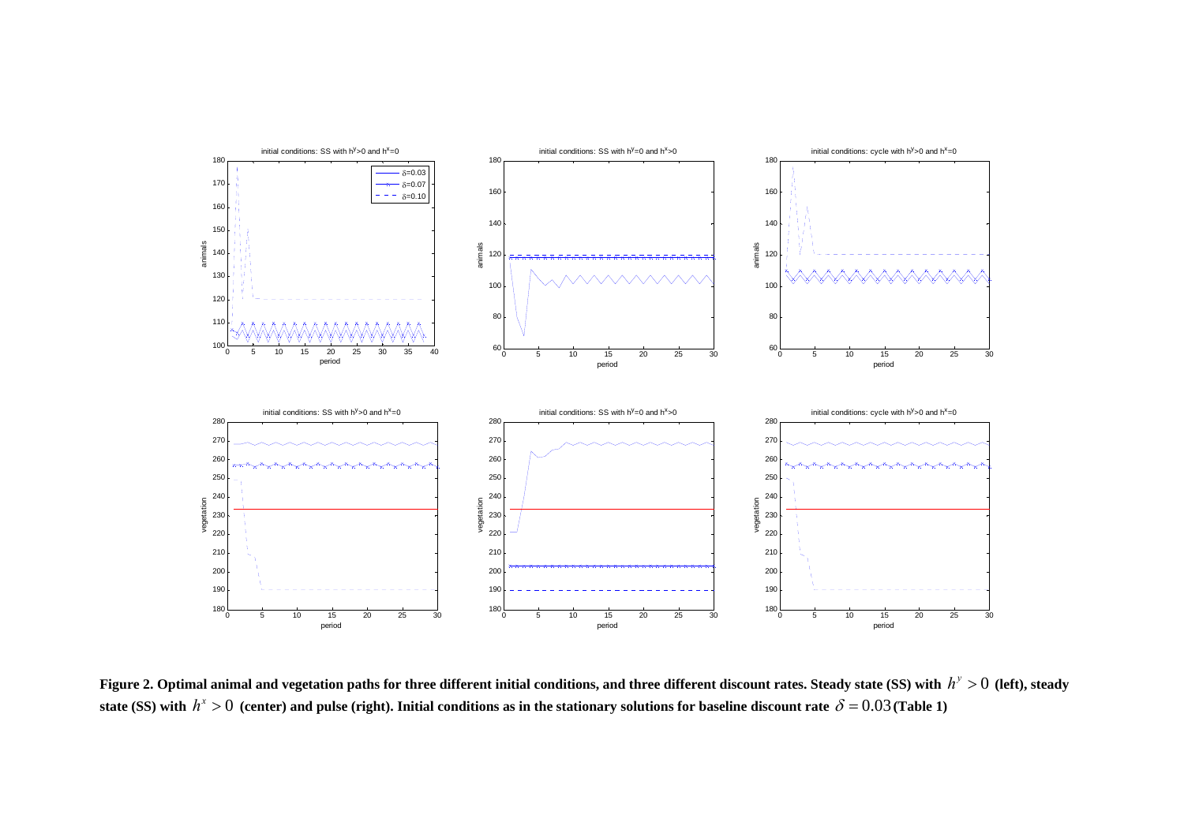**Figure 2. Optimal animal and vegetation paths for three different initial conditions, and three different discount rates. Steady state (SS) with $h^y > 0$ (left), steady state (SS) with $h^x > 0$ (center) and pulse (right). Initial conditions as in the stationary solutions for baseline discount rate $\delta = 0.03$ (Table 1)**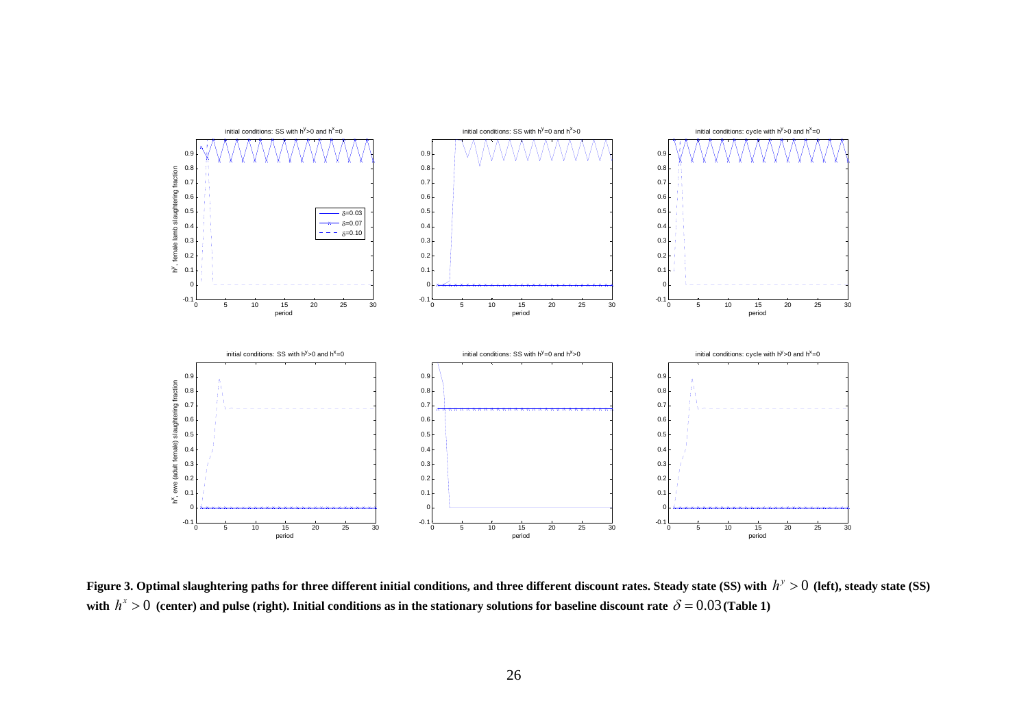**Figure 3. Optimal slaughtering paths for three different initial conditions, and three different discount rates. Steady state (SS) with $h^y > 0$ (left), steady state (SS) with $h^x > 0$ (center) and pulse (right). Initial conditions as in the stationary solutions for baseline discount rate $\delta = 0.03$ (Table 1)**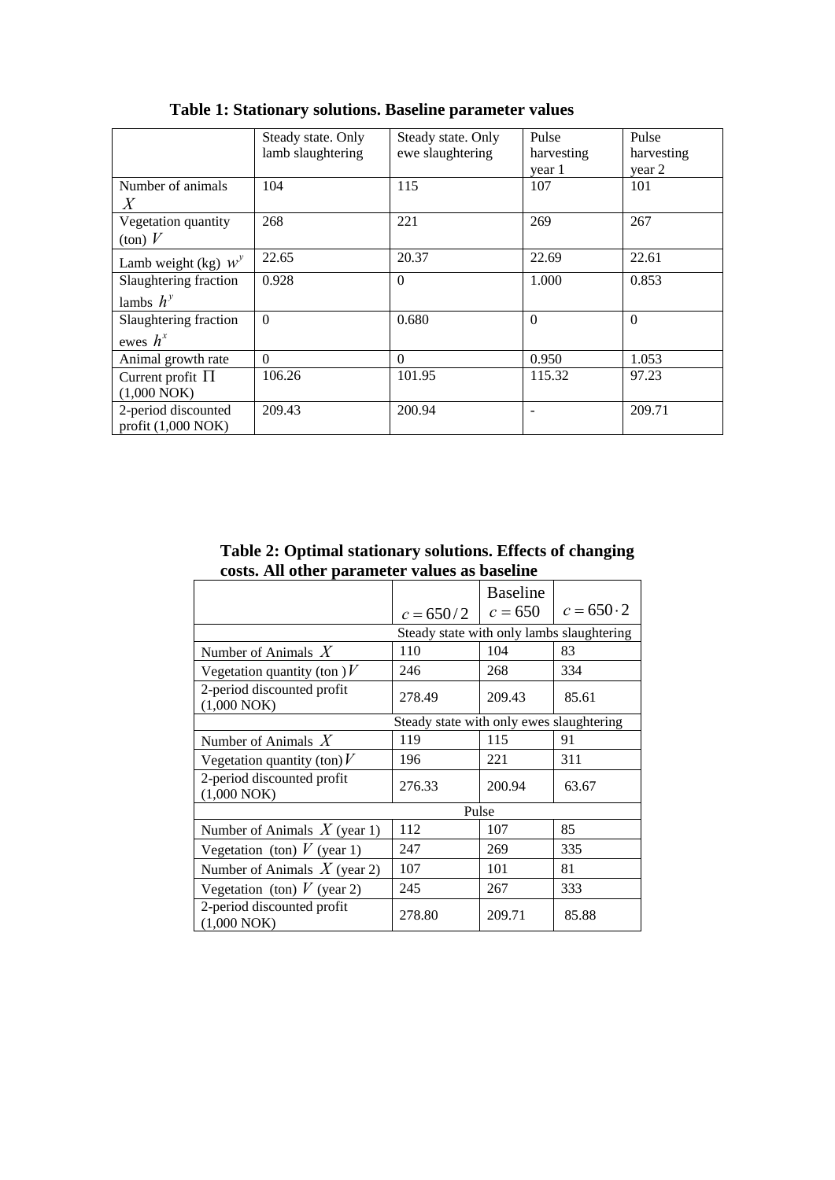**Table 1: Stationary solutions. Baseline parameter values**

| | Steady state. Only lamb slaughtering | Steady state. Only ewe slaughtering | Pulse harvesting year 1 | Pulse harvesting year 2 |
|---|---|---|---|---|
| Number of animals $X$ | 104 | 115 | 107 | 101 |
| Vegetation quantity (ton) $V$ | 268 | 221 | 269 | 267 |
| Lamb weight (kg) $w^y$ | 22.65 | 20.37 | 22.69 | 22.61 |
| Slaughtering fraction lambs $h^y$ | 0.928 | 0 | 1.000 | 0.853 |
| Slaughtering fraction ewes $h^x$ | 0 | 0.680 | 0 | 0 |
| Animal growth rate | 0 | 0 | 0.950 | 1.053 |
| Current profit $\Pi$ (1,000 NOK) | 106.26 | 101.95 | 115.32 | 97.23 |
| 2-period discounted profit (1,000 NOK) | 209.43 | 200.94 | - | 209.71 |

**Table 2: Optimal stationary solutions. Effects of changing costs. All other parameter values as baseline**

| | $c = 650/2$ | Baseline $c = 650$ | $c = 650 \cdot 2$ |
|---|---|---|---|
| | Steady state with only lambs slaughtering | | |
| Number of Animals $X$ | 110 | 104 | 83 |
| Vegetation quantity (ton) $V$ | 246 | 268 | 334 |
| 2-period discounted profit (1,000 NOK) | 278.49 | 209.43 | 85.61 |
| | Steady state with only ewes slaughtering | | |
| Number of Animals $X$ | 119 | 115 | 91 |
| Vegetation quantity (ton) $V$ | 196 | 221 | 311 |
| 2-period discounted profit (1,000 NOK) | 276.33 | 200.94 | 63.67 |
| | Pulse | | |
| Number of Animals $X$ (year 1) | 112 | 107 | 85 |
| Vegetation (ton) $V$ (year 1) | 247 | 269 | 335 |
| Number of Animals $X$ (year 2) | 107 | 101 | 81 |
| Vegetation (ton) $V$ (year 2) | 245 | 267 | 333 |
| 2-period discounted profit (1,000 NOK) | 278.80 | 209.71 | 85.88 |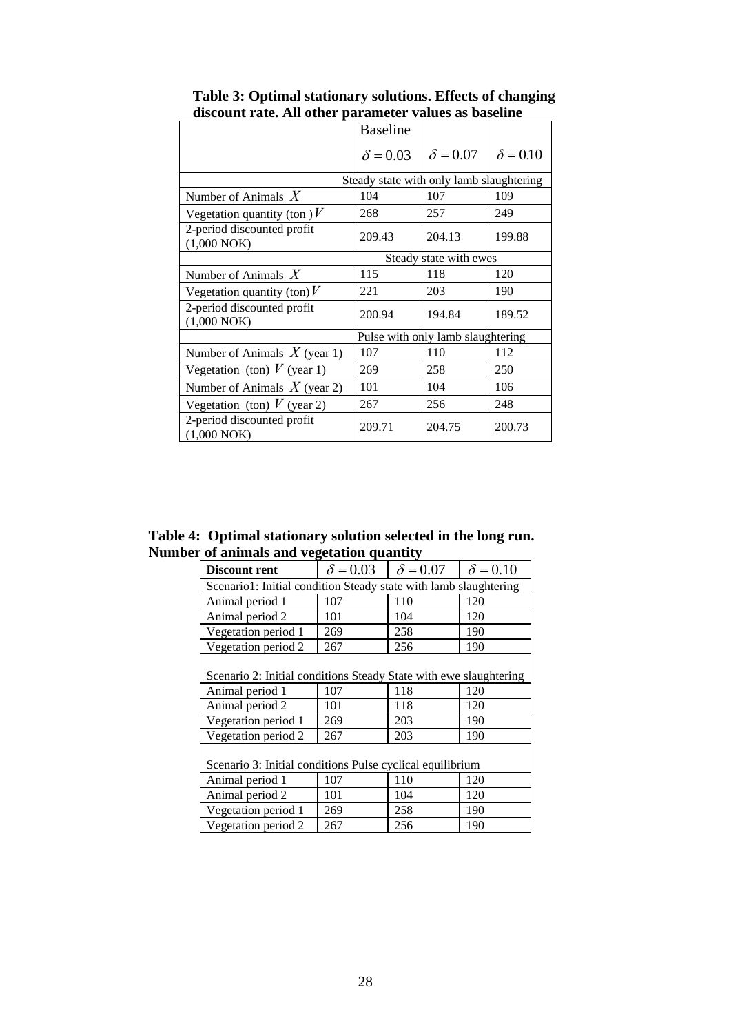**Table 3: Optimal stationary solutions. Effects of changing discount rate. All other parameter values as baseline**

| | Baseline $\delta = 0.03$ | $\delta = 0.07$ | $\delta = 0.10$ |
|---|---|---|---|
| | Steady state with only lamb slaughtering | | |
| Number of Animals $X$ | 104 | 107 | 109 |
| Vegetation quantity (ton ) $V$ | 268 | 257 | 249 |
| 2-period discounted profit (1,000 NOK) | 209.43 | 204.13 | 199.88 |
| | Steady state with ewes | | |
| Number of Animals $X$ | 115 | 118 | 120 |
| Vegetation quantity (ton) $V$ | 221 | 203 | 190 |
| 2-period discounted profit (1,000 NOK) | 200.94 | 194.84 | 189.52 |
| | Pulse with only lamb slaughtering | | |
| Number of Animals $X$ (year 1) | 107 | 110 | 112 |
| Vegetation (ton) $V$ (year 1) | 269 | 258 | 250 |
| Number of Animals $X$ (year 2) | 101 | 104 | 106 |
| Vegetation (ton) $V$ (year 2) | 267 | 256 | 248 |
| 2-period discounted profit (1,000 NOK) | 209.71 | 204.75 | 200.73 |

**Table 4: Optimal stationary solution selected in the long run. Number of animals and vegetation quantity**

| **Discount rent** | $\delta = 0.03$ | $\delta = 0.07$ | $\delta = 0.10$ |
|---|---|---|---|
| Scenario1: Initial condition Steady state with lamb slaughtering | | | |
| Animal period 1 | 107 | 110 | 120 |
| Animal period 2 | 101 | 104 | 120 |
| Vegetation period 1 | 269 | 258 | 190 |
| Vegetation period 2 | 267 | 256 | 190 |
| Scenario 2: Initial conditions Steady State with ewe slaughtering | | | |
| Animal period 1 | 107 | 118 | 120 |
| Animal period 2 | 101 | 118 | 120 |
| Vegetation period 1 | 269 | 203 | 190 |
| Vegetation period 2 | 267 | 203 | 190 |
| Scenario 3: Initial conditions Pulse cyclical equilibrium | | | |
| Animal period 1 | 107 | 110 | 120 |
| Animal period 2 | 101 | 104 | 120 |
| Vegetation period 1 | 269 | 258 | 190 |
| Vegetation period 2 | 267 | 256 | 190 |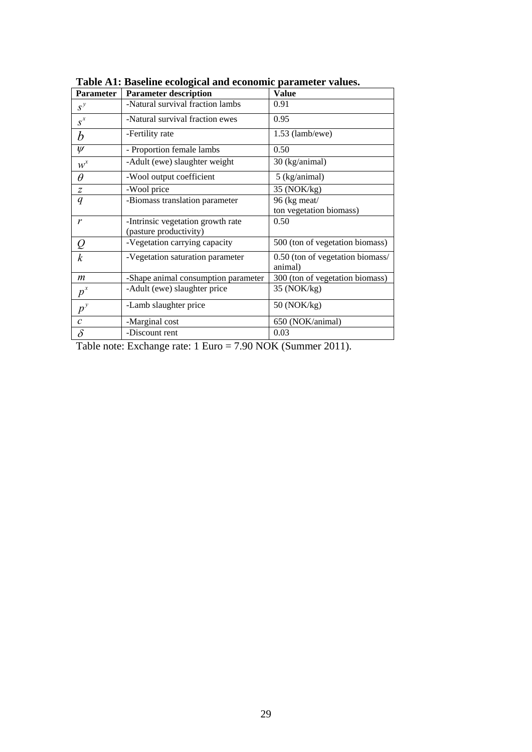**Table A1: Baseline ecological and economic parameter values.**

| Parameter | Parameter description | Value |
|---|---|---|
| $s^y$ | -Natural survival fraction lambs | 0.91 |
| $s^x$ | -Natural survival fraction ewes | 0.95 |
| $b$ | -Fertility rate | 1.53 (lamb/ewe) |
| $\psi$ | - Proportion female lambs | 0.50 |
| $w^x$ | -Adult (ewe) slaughter weight | 30 (kg/animal) |
| $\theta$ | -Wool output coefficient | 5 (kg/animal) |
| $z$ | -Wool price | 35 (NOK/kg) |
| $q$ | -Biomass translation parameter | 96 (kg meat/ ton vegetation biomass) |
| $r$ | -Intrinsic vegetation growth rate (pasture productivity) | 0.50 |
| $Q$ | -Vegetation carrying capacity | 500 (ton of vegetation biomass) |
| $k$ | -Vegetation saturation parameter | 0.50 (ton of vegetation biomass/ animal) |
| $m$ | -Shape animal consumption parameter | 300 (ton of vegetation biomass) |
| $p^x$ | -Adult (ewe) slaughter price | 35 (NOK/kg) |
| $p^y$ | -Lamb slaughter price | 50 (NOK/kg) |
| $c$ | -Marginal cost | 650 (NOK/animal) |
| $\delta$ | -Discount rent | 0.03 |

Table note: Exchange rate: 1 Euro = 7.90 NOK (Summer 2011).